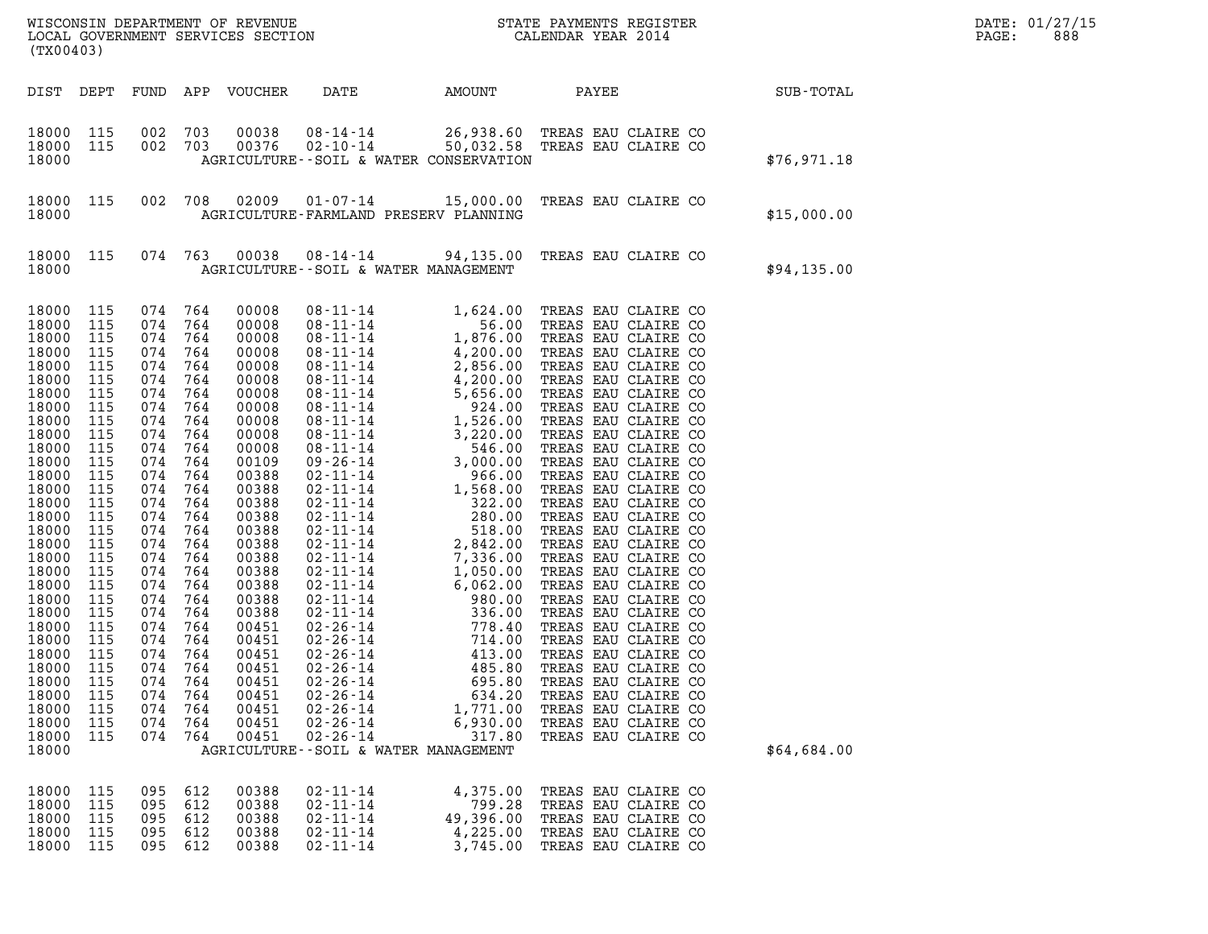WISCONSIN DEPARTMENT OF REVENUE
LOCAL GOVERNMENT SERVICES SECTION
(TX00403)

STATE PAYMENTS REGISTER
CALENDAR YEAR 2014

DATE: 01/27/15
PAGE: 888

| DIST | DEPT | FUND | APP | VOUCHER | DATE | AMOUNT | PAYEE | SUB-TOTAL |
|---|---|---|---|---|---|---|---|---|
| 18000 | 115 | 002 | 703 | 00038 | 08-14-14 | 26,938.60 | TREAS EAU CLAIRE CO | |
| 18000 | 115 | 002 | 703 | 00376 | 02-10-14 | 50,032.58 | TREAS EAU CLAIRE CO | |
| 18000 | | | | | AGRICULTURE--SOIL & WATER CONSERVATION | | | $76,971.18 |
| 18000 | 115 | 002 | 708 | 02009 | 01-07-14 | 15,000.00 | TREAS EAU CLAIRE CO | |
| 18000 | | | | | AGRICULTURE-FARMLAND PRESERV PLANNING | | | $15,000.00 |
| 18000 | 115 | 074 | 763 | 00038 | 08-14-14 | 94,135.00 | TREAS EAU CLAIRE CO | |
| 18000 | | | | | AGRICULTURE--SOIL & WATER MANAGEMENT | | | $94,135.00 |
| 18000 | 115 | 074 | 764 | 00008 | 08-11-14 | 1,624.00 | TREAS EAU CLAIRE CO | |
| 18000 | 115 | 074 | 764 | 00008 | 08-11-14 | 56.00 | TREAS EAU CLAIRE CO | |
| 18000 | 115 | 074 | 764 | 00008 | 08-11-14 | 1,876.00 | TREAS EAU CLAIRE CO | |
| 18000 | 115 | 074 | 764 | 00008 | 08-11-14 | 4,200.00 | TREAS EAU CLAIRE CO | |
| 18000 | 115 | 074 | 764 | 00008 | 08-11-14 | 2,856.00 | TREAS EAU CLAIRE CO | |
| 18000 | 115 | 074 | 764 | 00008 | 08-11-14 | 4,200.00 | TREAS EAU CLAIRE CO | |
| 18000 | 115 | 074 | 764 | 00008 | 08-11-14 | 5,656.00 | TREAS EAU CLAIRE CO | |
| 18000 | 115 | 074 | 764 | 00008 | 08-11-14 | 924.00 | TREAS EAU CLAIRE CO | |
| 18000 | 115 | 074 | 764 | 00008 | 08-11-14 | 1,526.00 | TREAS EAU CLAIRE CO | |
| 18000 | 115 | 074 | 764 | 00008 | 08-11-14 | 3,220.00 | TREAS EAU CLAIRE CO | |
| 18000 | 115 | 074 | 764 | 00008 | 08-11-14 | 546.00 | TREAS EAU CLAIRE CO | |
| 18000 | 115 | 074 | 764 | 00109 | 09-26-14 | 3,000.00 | TREAS EAU CLAIRE CO | |
| 18000 | 115 | 074 | 764 | 00388 | 02-11-14 | 966.00 | TREAS EAU CLAIRE CO | |
| 18000 | 115 | 074 | 764 | 00388 | 02-11-14 | 1,568.00 | TREAS EAU CLAIRE CO | |
| 18000 | 115 | 074 | 764 | 00388 | 02-11-14 | 322.00 | TREAS EAU CLAIRE CO | |
| 18000 | 115 | 074 | 764 | 00388 | 02-11-14 | 280.00 | TREAS EAU CLAIRE CO | |
| 18000 | 115 | 074 | 764 | 00388 | 02-11-14 | 518.00 | TREAS EAU CLAIRE CO | |
| 18000 | 115 | 074 | 764 | 00388 | 02-11-14 | 2,842.00 | TREAS EAU CLAIRE CO | |
| 18000 | 115 | 074 | 764 | 00388 | 02-11-14 | 7,336.00 | TREAS EAU CLAIRE CO | |
| 18000 | 115 | 074 | 764 | 00388 | 02-11-14 | 1,050.00 | TREAS EAU CLAIRE CO | |
| 18000 | 115 | 074 | 764 | 00388 | 02-11-14 | 6,062.00 | TREAS EAU CLAIRE CO | |
| 18000 | 115 | 074 | 764 | 00388 | 02-11-14 | 980.00 | TREAS EAU CLAIRE CO | |
| 18000 | 115 | 074 | 764 | 00388 | 02-11-14 | 336.00 | TREAS EAU CLAIRE CO | |
| 18000 | 115 | 074 | 764 | 00451 | 02-26-14 | 778.40 | TREAS EAU CLAIRE CO | |
| 18000 | 115 | 074 | 764 | 00451 | 02-26-14 | 714.00 | TREAS EAU CLAIRE CO | |
| 18000 | 115 | 074 | 764 | 00451 | 02-26-14 | 413.00 | TREAS EAU CLAIRE CO | |
| 18000 | 115 | 074 | 764 | 00451 | 02-26-14 | 485.80 | TREAS EAU CLAIRE CO | |
| 18000 | 115 | 074 | 764 | 00451 | 02-26-14 | 695.80 | TREAS EAU CLAIRE CO | |
| 18000 | 115 | 074 | 764 | 00451 | 02-26-14 | 634.20 | TREAS EAU CLAIRE CO | |
| 18000 | 115 | 074 | 764 | 00451 | 02-26-14 | 1,771.00 | TREAS EAU CLAIRE CO | |
| 18000 | 115 | 074 | 764 | 00451 | 02-26-14 | 6,930.00 | TREAS EAU CLAIRE CO | |
| 18000 | 115 | 074 | 764 | 00451 | 02-26-14 | 317.80 | TREAS EAU CLAIRE CO | |
| 18000 | | | | | AGRICULTURE--SOIL & WATER MANAGEMENT | | | $64,684.00 |
| 18000 | 115 | 095 | 612 | 00388 | 02-11-14 | 4,375.00 | TREAS EAU CLAIRE CO | |
| 18000 | 115 | 095 | 612 | 00388 | 02-11-14 | 799.28 | TREAS EAU CLAIRE CO | |
| 18000 | 115 | 095 | 612 | 00388 | 02-11-14 | 49,396.00 | TREAS EAU CLAIRE CO | |
| 18000 | 115 | 095 | 612 | 00388 | 02-11-14 | 4,225.00 | TREAS EAU CLAIRE CO | |
| 18000 | 115 | 095 | 612 | 00388 | 02-11-14 | 3,745.00 | TREAS EAU CLAIRE CO | |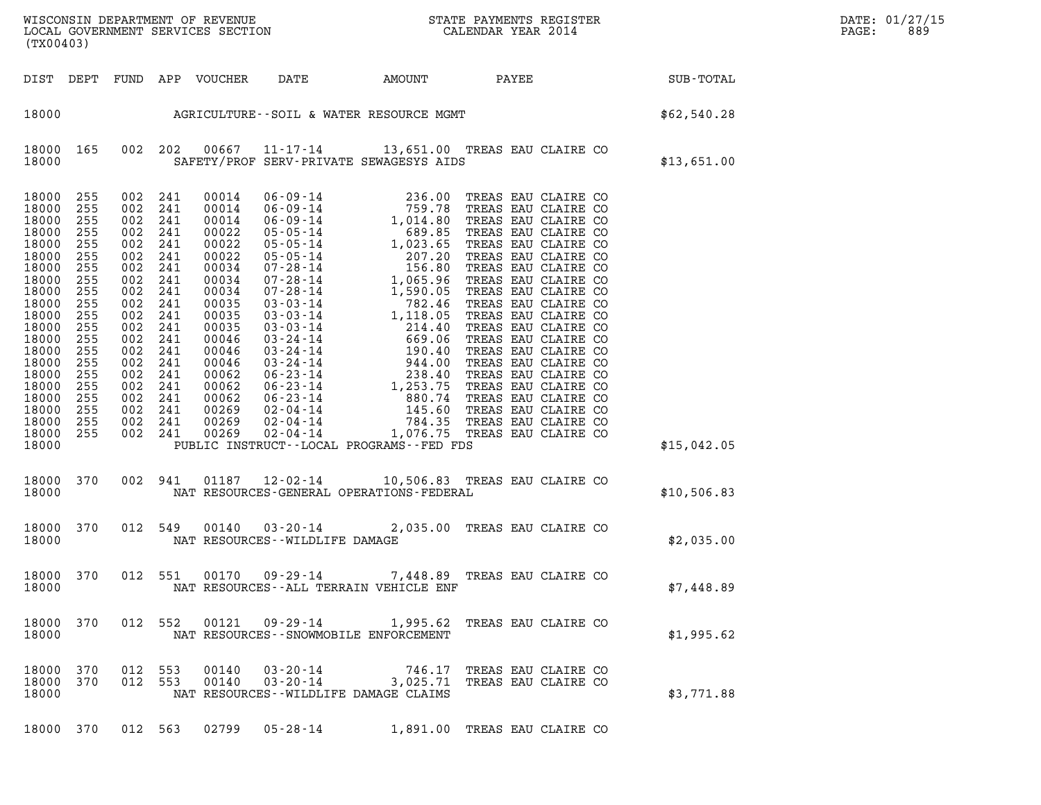WISCONSIN DEPARTMENT OF REVENUE
LOCAL GOVERNMENT SERVICES SECTION
(TX00403)

STATE PAYMENTS REGISTER
CALENDAR YEAR 2014

DATE: 01/27/15

| DIST | DEPT | FUND | APP | VOUCHER | DATE | AMOUNT | PAYEE | SUB-TOTAL |
|---|---|---|---|---|---|---|---|---|
| 18000 | | | | | AGRICULTURE--SOIL & WATER RESOURCE MGMT | | | $62,540.28 |
| 18000 | 165 | 002 | 202 | 00667 | 11-17-14 | 13,651.00 | TREAS EAU CLAIRE CO | |
| 18000 | | | | | SAFETY/PROF SERV-PRIVATE SEWAGESYS AIDS | | | $13,651.00 |
| 18000 | 255 | 002 | 241 | 00014 | 06-09-14 | 236.00 | TREAS EAU CLAIRE CO | |
| 18000 | 255 | 002 | 241 | 00014 | 06-09-14 | 759.78 | TREAS EAU CLAIRE CO | |
| 18000 | 255 | 002 | 241 | 00014 | 06-09-14 | 1,014.80 | TREAS EAU CLAIRE CO | |
| 18000 | 255 | 002 | 241 | 00022 | 05-05-14 | 689.85 | TREAS EAU CLAIRE CO | |
| 18000 | 255 | 002 | 241 | 00022 | 05-05-14 | 1,023.65 | TREAS EAU CLAIRE CO | |
| 18000 | 255 | 002 | 241 | 00022 | 05-05-14 | 207.20 | TREAS EAU CLAIRE CO | |
| 18000 | 255 | 002 | 241 | 00034 | 07-28-14 | 156.80 | TREAS EAU CLAIRE CO | |
| 18000 | 255 | 002 | 241 | 00034 | 07-28-14 | 1,065.96 | TREAS EAU CLAIRE CO | |
| 18000 | 255 | 002 | 241 | 00034 | 07-28-14 | 1,590.05 | TREAS EAU CLAIRE CO | |
| 18000 | 255 | 002 | 241 | 00035 | 03-03-14 | 782.46 | TREAS EAU CLAIRE CO | |
| 18000 | 255 | 002 | 241 | 00035 | 03-03-14 | 1,118.05 | TREAS EAU CLAIRE CO | |
| 18000 | 255 | 002 | 241 | 00035 | 03-03-14 | 214.40 | TREAS EAU CLAIRE CO | |
| 18000 | 255 | 002 | 241 | 00046 | 03-24-14 | 669.06 | TREAS EAU CLAIRE CO | |
| 18000 | 255 | 002 | 241 | 00046 | 03-24-14 | 190.40 | TREAS EAU CLAIRE CO | |
| 18000 | 255 | 002 | 241 | 00046 | 03-24-14 | 944.00 | TREAS EAU CLAIRE CO | |
| 18000 | 255 | 002 | 241 | 00062 | 06-23-14 | 238.40 | TREAS EAU CLAIRE CO | |
| 18000 | 255 | 002 | 241 | 00062 | 06-23-14 | 1,253.75 | TREAS EAU CLAIRE CO | |
| 18000 | 255 | 002 | 241 | 00062 | 06-23-14 | 880.74 | TREAS EAU CLAIRE CO | |
| 18000 | 255 | 002 | 241 | 00269 | 02-04-14 | 145.60 | TREAS EAU CLAIRE CO | |
| 18000 | 255 | 002 | 241 | 00269 | 02-04-14 | 784.35 | TREAS EAU CLAIRE CO | |
| 18000 | 255 | 002 | 241 | 00269 | 02-04-14 | 1,076.75 | TREAS EAU CLAIRE CO | |
| 18000 | | | | | PUBLIC INSTRUCT--LOCAL PROGRAMS--FED FDS | | | $15,042.05 |
| 18000 | 370 | 002 | 941 | 01187 | 12-02-14 | 10,506.83 | TREAS EAU CLAIRE CO | |
| 18000 | | | | | NAT RESOURCES-GENERAL OPERATIONS-FEDERAL | | | $10,506.83 |
| 18000 | 370 | 012 | 549 | 00140 | 03-20-14 | 2,035.00 | TREAS EAU CLAIRE CO | |
| 18000 | | | | | NAT RESOURCES--WILDLIFE DAMAGE | | | $2,035.00 |
| 18000 | 370 | 012 | 551 | 00170 | 09-29-14 | 7,448.89 | TREAS EAU CLAIRE CO | |
| 18000 | | | | | NAT RESOURCES--ALL TERRAIN VEHICLE ENF | | | $7,448.89 |
| 18000 | 370 | 012 | 552 | 00121 | 09-29-14 | 1,995.62 | TREAS EAU CLAIRE CO | |
| 18000 | | | | | NAT RESOURCES--SNOWMOBILE ENFORCEMENT | | | $1,995.62 |
| 18000 | 370 | 012 | 553 | 00140 | 03-20-14 | 746.17 | TREAS EAU CLAIRE CO | |
| 18000 | 370 | 012 | 553 | 00140 | 03-20-14 | 3,025.71 | TREAS EAU CLAIRE CO | |
| 18000 | | | | | NAT RESOURCES--WILDLIFE DAMAGE CLAIMS | | | $3,771.88 |
| 18000 | 370 | 012 | 563 | 02799 | 05-28-14 | 1,891.00 | TREAS EAU CLAIRE CO | |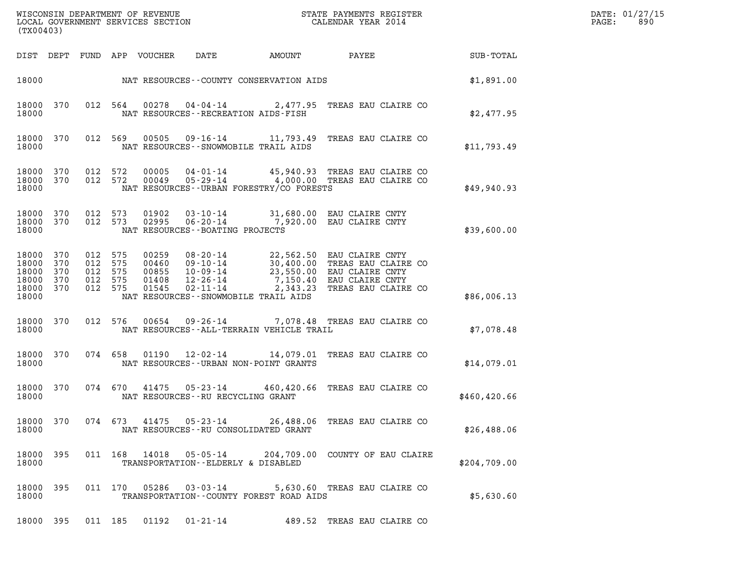WISCONSIN DEPARTMENT OF REVENUE
LOCAL GOVERNMENT SERVICES SECTION
(TX00403)

STATE PAYMENTS REGISTER
CALENDAR YEAR 2014

DATE: 01/27/15
PAGE: 890

| DIST | DEPT | FUND | APP | VOUCHER | DATE | AMOUNT | PAYEE | SUB-TOTAL |
|---|---|---|---|---|---|---|---|---|
| 18000 | | | | | NAT RESOURCES--COUNTY CONSERVATION AIDS | | | $1,891.00 |
| 18000 | 370 | 012 | 564 | 00278 | 04-04-14 | 2,477.95 | TREAS EAU CLAIRE CO | |
| 18000 | | | | | NAT RESOURCES--RECREATION AIDS-FISH | | | $2,477.95 |
| 18000 | 370 | 012 | 569 | 00505 | 09-16-14 | 11,793.49 | TREAS EAU CLAIRE CO | |
| 18000 | | | | | NAT RESOURCES--SNOWMOBILE TRAIL AIDS | | | $11,793.49 |
| 18000 | 370 | 012 | 572 | 00005 | 04-01-14 | 45,940.93 | TREAS EAU CLAIRE CO | |
| 18000 | 370 | 012 | 572 | 00049 | 05-29-14 | 4,000.00 | TREAS EAU CLAIRE CO | |
| 18000 | | | | | NAT RESOURCES--URBAN FORESTRY/CO FORESTS | | | $49,940.93 |
| 18000 | 370 | 012 | 573 | 01902 | 03-10-14 | 31,680.00 | EAU CLAIRE CNTY | |
| 18000 | 370 | 012 | 573 | 02995 | 06-20-14 | 7,920.00 | EAU CLAIRE CNTY | |
| 18000 | | | | | NAT RESOURCES--BOATING PROJECTS | | | $39,600.00 |
| 18000 | 370 | 012 | 575 | 00259 | 08-20-14 | 22,562.50 | EAU CLAIRE CNTY | |
| 18000 | 370 | 012 | 575 | 00460 | 09-10-14 | 30,400.00 | TREAS EAU CLAIRE CO | |
| 18000 | 370 | 012 | 575 | 00855 | 10-09-14 | 23,550.00 | EAU CLAIRE CNTY | |
| 18000 | 370 | 012 | 575 | 01408 | 12-26-14 | 7,150.40 | EAU CLAIRE CNTY | |
| 18000 | 370 | 012 | 575 | 01545 | 02-11-14 | 2,343.23 | TREAS EAU CLAIRE CO | |
| 18000 | | | | | NAT RESOURCES--SNOWMOBILE TRAIL AIDS | | | $86,006.13 |
| 18000 | 370 | 012 | 576 | 00654 | 09-26-14 | 7,078.48 | TREAS EAU CLAIRE CO | |
| 18000 | | | | | NAT RESOURCES--ALL-TERRAIN VEHICLE TRAIL | | | $7,078.48 |
| 18000 | 370 | 074 | 658 | 01190 | 12-02-14 | 14,079.01 | TREAS EAU CLAIRE CO | |
| 18000 | | | | | NAT RESOURCES--URBAN NON-POINT GRANTS | | | $14,079.01 |
| 18000 | 370 | 074 | 670 | 41475 | 05-23-14 | 460,420.66 | TREAS EAU CLAIRE CO | |
| 18000 | | | | | NAT RESOURCES--RU RECYCLING GRANT | | | $460,420.66 |
| 18000 | 370 | 074 | 673 | 41475 | 05-23-14 | 26,488.06 | TREAS EAU CLAIRE CO | |
| 18000 | | | | | NAT RESOURCES--RU CONSOLIDATED GRANT | | | $26,488.06 |
| 18000 | 395 | 011 | 168 | 14018 | 05-05-14 | 204,709.00 | COUNTY OF EAU CLAIRE | |
| 18000 | | | | | TRANSPORTATION--ELDERLY & DISABLED | | | $204,709.00 |
| 18000 | 395 | 011 | 170 | 05286 | 03-03-14 | 5,630.60 | TREAS EAU CLAIRE CO | |
| 18000 | | | | | TRANSPORTATION--COUNTY FOREST ROAD AIDS | | | $5,630.60 |
| 18000 | 395 | 011 | 185 | 01192 | 01-21-14 | 489.52 | TREAS EAU CLAIRE CO | |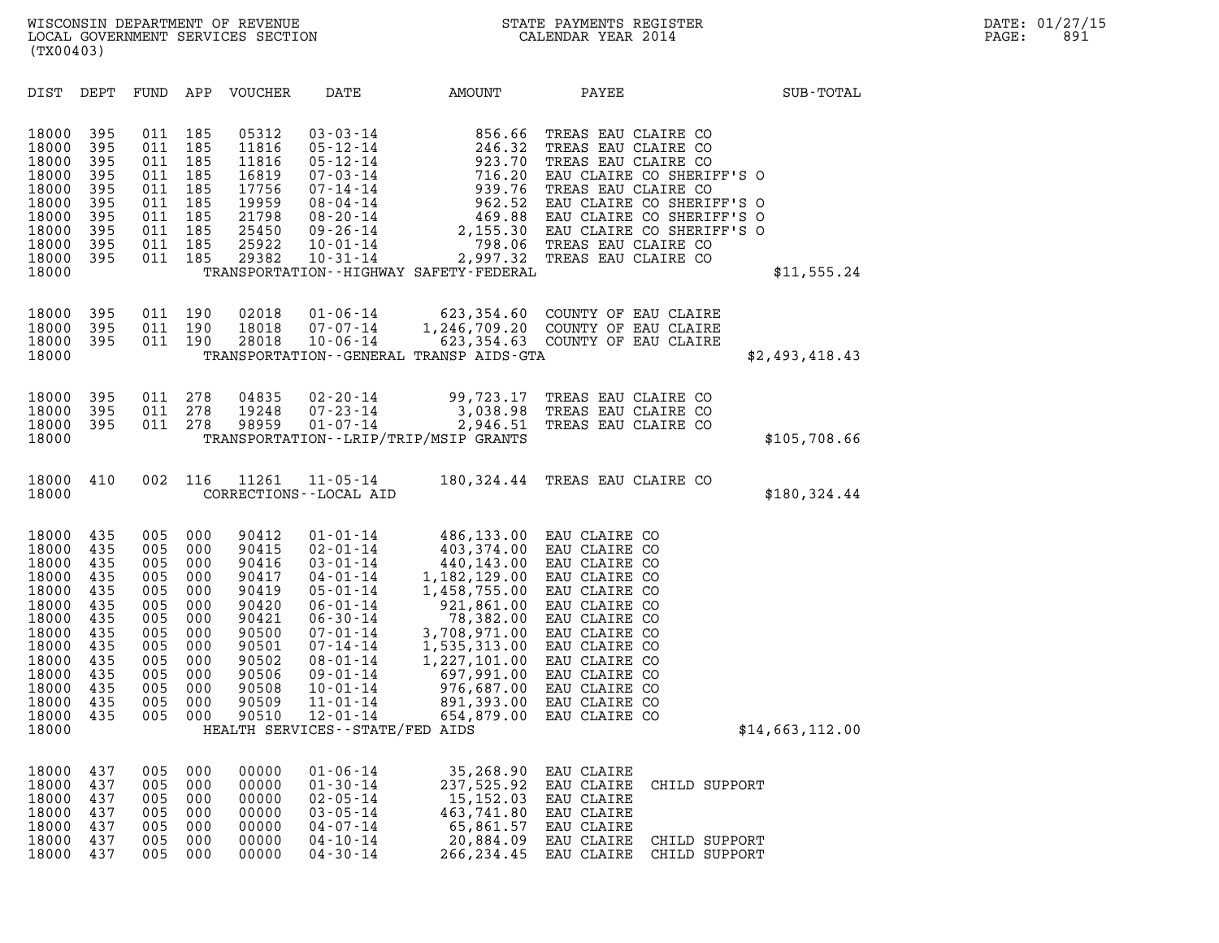WISCONSIN DEPARTMENT OF REVENUE
LOCAL GOVERNMENT SERVICES SECTION
(TX00403)

STATE PAYMENTS REGISTER
CALENDAR YEAR 2014

DATE: 01/27/15
PAGE: 891

| DIST | DEPT | FUND | APP | VOUCHER | DATE | AMOUNT | PAYEE | SUB-TOTAL |
|---|---|---|---|---|---|---|---|---|
| 18000 | 395 | 011 | 185 | 05312 | 03-03-14 | 856.66 | TREAS EAU CLAIRE CO | |
| 18000 | 395 | 011 | 185 | 11816 | 05-12-14 | 246.32 | TREAS EAU CLAIRE CO | |
| 18000 | 395 | 011 | 185 | 11816 | 05-12-14 | 923.70 | TREAS EAU CLAIRE CO | |
| 18000 | 395 | 011 | 185 | 16819 | 07-03-14 | 716.20 | EAU CLAIRE CO SHERIFF'S O | |
| 18000 | 395 | 011 | 185 | 17756 | 07-14-14 | 939.76 | TREAS EAU CLAIRE CO | |
| 18000 | 395 | 011 | 185 | 19959 | 08-04-14 | 962.52 | EAU CLAIRE CO SHERIFF'S O | |
| 18000 | 395 | 011 | 185 | 21798 | 08-20-14 | 469.88 | EAU CLAIRE CO SHERIFF'S O | |
| 18000 | 395 | 011 | 185 | 25450 | 09-26-14 | 2,155.30 | EAU CLAIRE CO SHERIFF'S O | |
| 18000 | 395 | 011 | 185 | 25922 | 10-01-14 | 798.06 | TREAS EAU CLAIRE CO | |
| 18000 | 395 | 011 | 185 | 29382 | 10-31-14 | 2,997.32 | TREAS EAU CLAIRE CO | |
| 18000 | | | | | TRANSPORTATION--HIGHWAY SAFETY-FEDERAL | | | $11,555.24 |
| 18000 | 395 | 011 | 190 | 02018 | 01-06-14 | 623,354.60 | COUNTY OF EAU CLAIRE | |
| 18000 | 395 | 011 | 190 | 18018 | 07-07-14 | 1,246,709.20 | COUNTY OF EAU CLAIRE | |
| 18000 | 395 | 011 | 190 | 28018 | 10-06-14 | 623,354.63 | COUNTY OF EAU CLAIRE | |
| 18000 | | | | | TRANSPORTATION--GENERAL TRANSP AIDS-GTA | | | $2,493,418.43 |
| 18000 | 395 | 011 | 278 | 04835 | 02-20-14 | 99,723.17 | TREAS EAU CLAIRE CO | |
| 18000 | 395 | 011 | 278 | 19248 | 07-23-14 | 3,038.98 | TREAS EAU CLAIRE CO | |
| 18000 | 395 | 011 | 278 | 98959 | 01-07-14 | 2,946.51 | TREAS EAU CLAIRE CO | |
| 18000 | | | | | TRANSPORTATION--LRIP/TRIP/MSIP GRANTS | | | $105,708.66 |
| 18000 | 410 | 002 | 116 | 11261 | 11-05-14 | 180,324.44 | TREAS EAU CLAIRE CO | |
| 18000 | | | | | CORRECTIONS--LOCAL AID | | | $180,324.44 |
| 18000 | 435 | 005 | 000 | 90412 | 01-01-14 | 486,133.00 | EAU CLAIRE CO | |
| 18000 | 435 | 005 | 000 | 90415 | 02-01-14 | 403,374.00 | EAU CLAIRE CO | |
| 18000 | 435 | 005 | 000 | 90416 | 03-01-14 | 440,143.00 | EAU CLAIRE CO | |
| 18000 | 435 | 005 | 000 | 90417 | 04-01-14 | 1,182,129.00 | EAU CLAIRE CO | |
| 18000 | 435 | 005 | 000 | 90419 | 05-01-14 | 1,458,755.00 | EAU CLAIRE CO | |
| 18000 | 435 | 005 | 000 | 90420 | 06-01-14 | 921,861.00 | EAU CLAIRE CO | |
| 18000 | 435 | 005 | 000 | 90421 | 06-30-14 | 78,382.00 | EAU CLAIRE CO | |
| 18000 | 435 | 005 | 000 | 90500 | 07-01-14 | 3,708,971.00 | EAU CLAIRE CO | |
| 18000 | 435 | 005 | 000 | 90501 | 07-14-14 | 1,535,313.00 | EAU CLAIRE CO | |
| 18000 | 435 | 005 | 000 | 90502 | 08-01-14 | 1,227,101.00 | EAU CLAIRE CO | |
| 18000 | 435 | 005 | 000 | 90506 | 09-01-14 | 697,991.00 | EAU CLAIRE CO | |
| 18000 | 435 | 005 | 000 | 90508 | 10-01-14 | 976,687.00 | EAU CLAIRE CO | |
| 18000 | 435 | 005 | 000 | 90509 | 11-01-14 | 891,393.00 | EAU CLAIRE CO | |
| 18000 | 435 | 005 | 000 | 90510 | 12-01-14 | 654,879.00 | EAU CLAIRE CO | |
| 18000 | | | | | HEALTH SERVICES--STATE/FED AIDS | | | $14,663,112.00 |
| 18000 | 437 | 005 | 000 | 00000 | 01-06-14 | 35,268.90 | EAU CLAIRE | |
| 18000 | 437 | 005 | 000 | 00000 | 01-30-14 | 237,525.92 | EAU CLAIRE CHILD SUPPORT | |
| 18000 | 437 | 005 | 000 | 00000 | 02-05-14 | 15,152.03 | EAU CLAIRE | |
| 18000 | 437 | 005 | 000 | 00000 | 03-05-14 | 463,741.80 | EAU CLAIRE | |
| 18000 | 437 | 005 | 000 | 00000 | 04-07-14 | 65,861.57 | EAU CLAIRE | |
| 18000 | 437 | 005 | 000 | 00000 | 04-10-14 | 20,884.09 | EAU CLAIRE CHILD SUPPORT | |
| 18000 | 437 | 005 | 000 | 00000 | 04-30-14 | 266,234.45 | EAU CLAIRE CHILD SUPPORT | |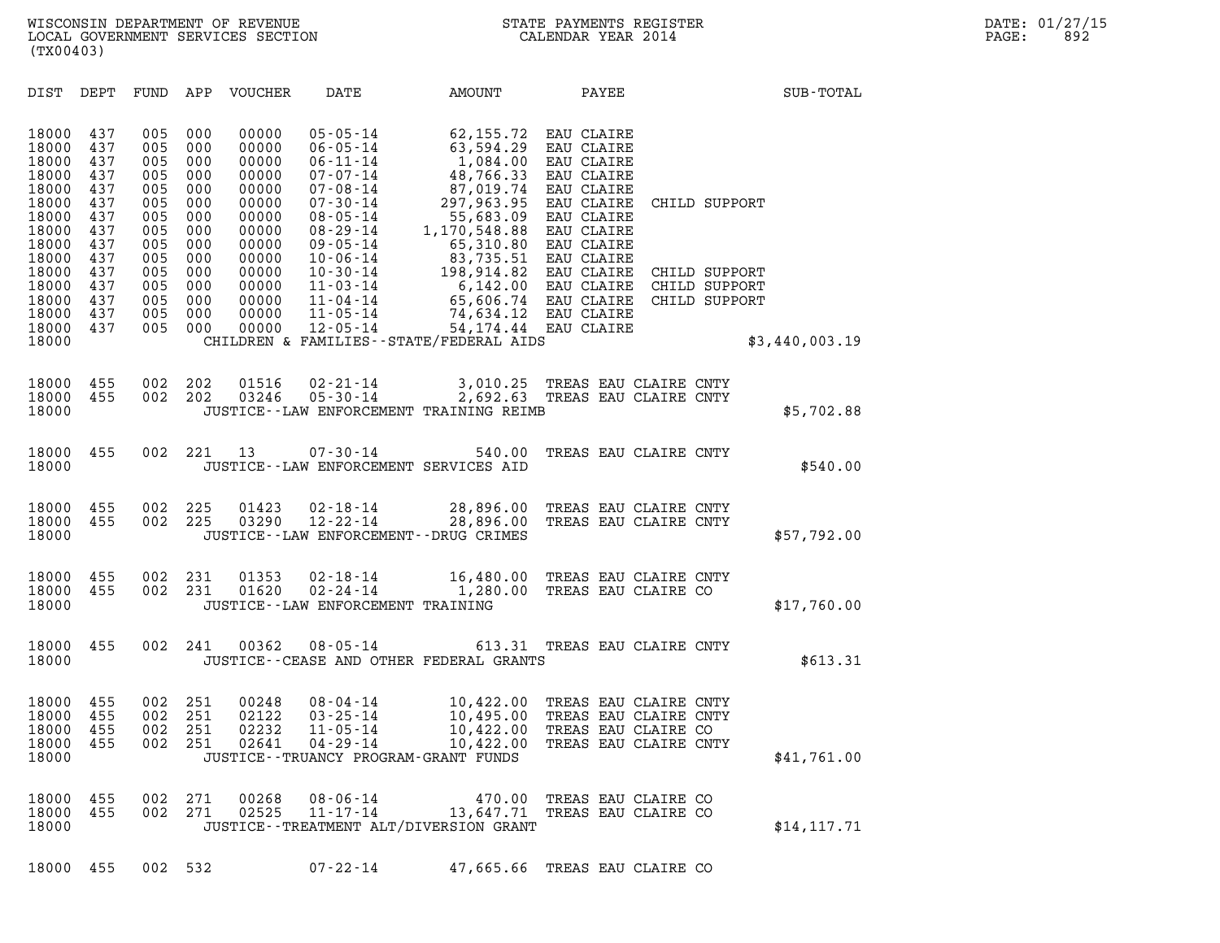WISCONSIN DEPARTMENT OF REVENUE
LOCAL GOVERNMENT SERVICES SECTION
(TX00403)

STATE PAYMENTS REGISTER
CALENDAR YEAR 2014

DATE: 01/27/15
PAGE: 892

| DIST | DEPT | FUND | APP | VOUCHER | DATE | AMOUNT | PAYEE | | SUB-TOTAL |
|---|---|---|---|---|---|---|---|---|---|
| 18000 | 437 | 005 | 000 | 00000 | 05-05-14 | 62,155.72 | EAU CLAIRE | | |
| 18000 | 437 | 005 | 000 | 00000 | 06-05-14 | 63,594.29 | EAU CLAIRE | | |
| 18000 | 437 | 005 | 000 | 00000 | 06-11-14 | 1,084.00 | EAU CLAIRE | | |
| 18000 | 437 | 005 | 000 | 00000 | 07-07-14 | 48,766.33 | EAU CLAIRE | | |
| 18000 | 437 | 005 | 000 | 00000 | 07-08-14 | 87,019.74 | EAU CLAIRE | | |
| 18000 | 437 | 005 | 000 | 00000 | 07-30-14 | 297,963.95 | EAU CLAIRE | CHILD SUPPORT | |
| 18000 | 437 | 005 | 000 | 00000 | 08-05-14 | 55,683.09 | EAU CLAIRE | | |
| 18000 | 437 | 005 | 000 | 00000 | 08-29-14 | 1,170,548.88 | EAU CLAIRE | | |
| 18000 | 437 | 005 | 000 | 00000 | 09-05-14 | 65,310.80 | EAU CLAIRE | | |
| 18000 | 437 | 005 | 000 | 00000 | 10-06-14 | 83,735.51 | EAU CLAIRE | | |
| 18000 | 437 | 005 | 000 | 00000 | 10-30-14 | 198,914.82 | EAU CLAIRE | CHILD SUPPORT | |
| 18000 | 437 | 005 | 000 | 00000 | 11-03-14 | 6,142.00 | EAU CLAIRE | CHILD SUPPORT | |
| 18000 | 437 | 005 | 000 | 00000 | 11-04-14 | 65,606.74 | EAU CLAIRE | CHILD SUPPORT | |
| 18000 | 437 | 005 | 000 | 00000 | 11-05-14 | 74,634.12 | EAU CLAIRE | | |
| 18000 | 437 | 005 | 000 | 00000 | 12-05-14 | 54,174.44 | EAU CLAIRE | | |
| 18000 | | | | | CHILDREN & FAMILIES--STATE/FEDERAL AIDS | | | | $3,440,003.19 |
| 18000 | 455 | 002 | 202 | 01516 | 02-21-14 | 3,010.25 | TREAS EAU CLAIRE CNTY | | |
| 18000 | 455 | 002 | 202 | 03246 | 05-30-14 | 2,692.63 | TREAS EAU CLAIRE CNTY | | |
| 18000 | | | | | JUSTICE--LAW ENFORCEMENT TRAINING REIMB | | | | $5,702.88 |
| 18000 | 455 | 002 | 221 | 13 | 07-30-14 | 540.00 | TREAS EAU CLAIRE CNTY | | |
| 18000 | | | | | JUSTICE--LAW ENFORCEMENT SERVICES AID | | | | $540.00 |
| 18000 | 455 | 002 | 225 | 01423 | 02-18-14 | 28,896.00 | TREAS EAU CLAIRE CNTY | | |
| 18000 | 455 | 002 | 225 | 03290 | 12-22-14 | 28,896.00 | TREAS EAU CLAIRE CNTY | | |
| 18000 | | | | | JUSTICE--LAW ENFORCEMENT--DRUG CRIMES | | | | $57,792.00 |
| 18000 | 455 | 002 | 231 | 01353 | 02-18-14 | 16,480.00 | TREAS EAU CLAIRE CNTY | | |
| 18000 | 455 | 002 | 231 | 01620 | 02-24-14 | 1,280.00 | TREAS EAU CLAIRE CO | | |
| 18000 | | | | | JUSTICE--LAW ENFORCEMENT TRAINING | | | | $17,760.00 |
| 18000 | 455 | 002 | 241 | 00362 | 08-05-14 | 613.31 | TREAS EAU CLAIRE CNTY | | |
| 18000 | | | | | JUSTICE--CEASE AND OTHER FEDERAL GRANTS | | | | $613.31 |
| 18000 | 455 | 002 | 251 | 00248 | 08-04-14 | 10,422.00 | TREAS EAU CLAIRE CNTY | | |
| 18000 | 455 | 002 | 251 | 02122 | 03-25-14 | 10,495.00 | TREAS EAU CLAIRE CNTY | | |
| 18000 | 455 | 002 | 251 | 02232 | 11-05-14 | 10,422.00 | TREAS EAU CLAIRE CO | | |
| 18000 | 455 | 002 | 251 | 02641 | 04-29-14 | 10,422.00 | TREAS EAU CLAIRE CNTY | | |
| 18000 | | | | | JUSTICE--TRUANCY PROGRAM-GRANT FUNDS | | | | $41,761.00 |
| 18000 | 455 | 002 | 271 | 00268 | 08-06-14 | 470.00 | TREAS EAU CLAIRE CO | | |
| 18000 | 455 | 002 | 271 | 02525 | 11-17-14 | 13,647.71 | TREAS EAU CLAIRE CO | | |
| 18000 | | | | | JUSTICE--TREATMENT ALT/DIVERSION GRANT | | | | $14,117.71 |
| 18000 | 455 | 002 | 532 | | 07-22-14 | 47,665.66 | TREAS EAU CLAIRE CO | | |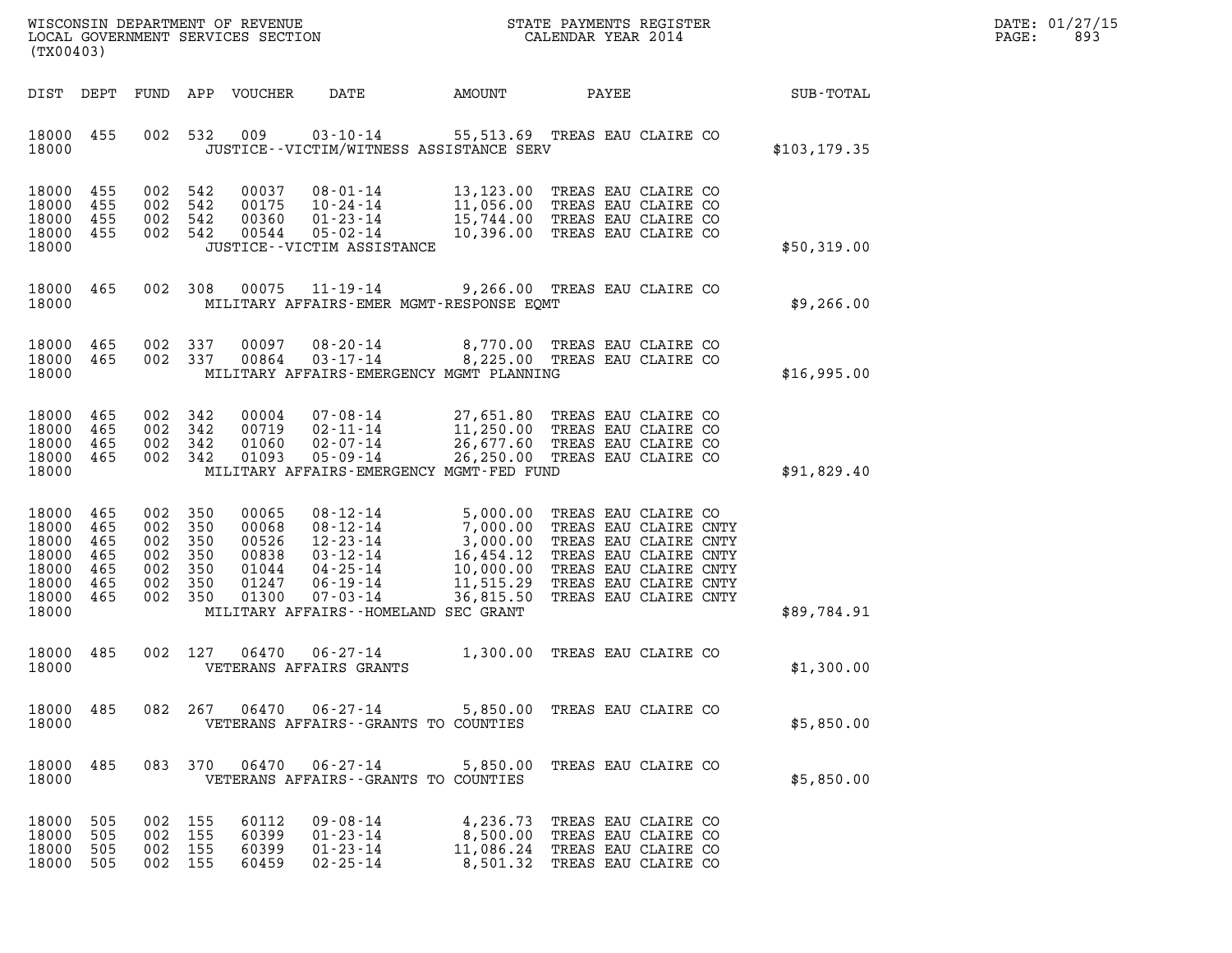WISCONSIN DEPARTMENT OF REVENUE
LOCAL GOVERNMENT SERVICES SECTION
(TX00403)

STATE PAYMENTS REGISTER
CALENDAR YEAR 2014

DATE: 01/27/15
PAGE: 893

| DIST | DEPT | FUND | APP | VOUCHER | DATE | AMOUNT | PAYEE | SUB-TOTAL |
|---|---|---|---|---|---|---|---|---|
| 18000 | 455 | 002 | 532 | 009 | 03-10-14 | 55,513.69 | TREAS EAU CLAIRE CO | |
| 18000 | | | | JUSTICE--VICTIM/WITNESS ASSISTANCE SERV | | | | $103,179.35 |
| 18000 | 455 | 002 | 542 | 00037 | 08-01-14 | 13,123.00 | TREAS EAU CLAIRE CO | |
| 18000 | 455 | 002 | 542 | 00175 | 10-24-14 | 11,056.00 | TREAS EAU CLAIRE CO | |
| 18000 | 455 | 002 | 542 | 00360 | 01-23-14 | 15,744.00 | TREAS EAU CLAIRE CO | |
| 18000 | 455 | 002 | 542 | 00544 | 05-02-14 | 10,396.00 | TREAS EAU CLAIRE CO | |
| 18000 | | | | JUSTICE--VICTIM ASSISTANCE | | | | $50,319.00 |
| 18000 | 465 | 002 | 308 | 00075 | 11-19-14 | 9,266.00 | TREAS EAU CLAIRE CO | |
| 18000 | | | | MILITARY AFFAIRS-EMER MGMT-RESPONSE EQMT | | | | $9,266.00 |
| 18000 | 465 | 002 | 337 | 00097 | 08-20-14 | 8,770.00 | TREAS EAU CLAIRE CO | |
| 18000 | 465 | 002 | 337 | 00864 | 03-17-14 | 8,225.00 | TREAS EAU CLAIRE CO | |
| 18000 | | | | MILITARY AFFAIRS-EMERGENCY MGMT PLANNING | | | | $16,995.00 |
| 18000 | 465 | 002 | 342 | 00004 | 07-08-14 | 27,651.80 | TREAS EAU CLAIRE CO | |
| 18000 | 465 | 002 | 342 | 00719 | 02-11-14 | 11,250.00 | TREAS EAU CLAIRE CO | |
| 18000 | 465 | 002 | 342 | 01060 | 02-07-14 | 26,677.60 | TREAS EAU CLAIRE CO | |
| 18000 | 465 | 002 | 342 | 01093 | 05-09-14 | 26,250.00 | TREAS EAU CLAIRE CO | |
| 18000 | | | | MILITARY AFFAIRS-EMERGENCY MGMT-FED FUND | | | | $91,829.40 |
| 18000 | 465 | 002 | 350 | 00065 | 08-12-14 | 5,000.00 | TREAS EAU CLAIRE CO | |
| 18000 | 465 | 002 | 350 | 00068 | 08-12-14 | 7,000.00 | TREAS EAU CLAIRE CNTY | |
| 18000 | 465 | 002 | 350 | 00526 | 12-23-14 | 3,000.00 | TREAS EAU CLAIRE CNTY | |
| 18000 | 465 | 002 | 350 | 00838 | 03-12-14 | 16,454.12 | TREAS EAU CLAIRE CNTY | |
| 18000 | 465 | 002 | 350 | 01044 | 04-25-14 | 10,000.00 | TREAS EAU CLAIRE CNTY | |
| 18000 | 465 | 002 | 350 | 01247 | 06-19-14 | 11,515.29 | TREAS EAU CLAIRE CNTY | |
| 18000 | 465 | 002 | 350 | 01300 | 07-03-14 | 36,815.50 | TREAS EAU CLAIRE CNTY | |
| 18000 | | | | MILITARY AFFAIRS--HOMELAND SEC GRANT | | | | $89,784.91 |
| 18000 | 485 | 002 | 127 | 06470 | 06-27-14 | 1,300.00 | TREAS EAU CLAIRE CO | |
| 18000 | | | | VETERANS AFFAIRS GRANTS | | | | $1,300.00 |
| 18000 | 485 | 082 | 267 | 06470 | 06-27-14 | 5,850.00 | TREAS EAU CLAIRE CO | |
| 18000 | | | | VETERANS AFFAIRS--GRANTS TO COUNTIES | | | | $5,850.00 |
| 18000 | 485 | 083 | 370 | 06470 | 06-27-14 | 5,850.00 | TREAS EAU CLAIRE CO | |
| 18000 | | | | VETERANS AFFAIRS--GRANTS TO COUNTIES | | | | $5,850.00 |
| 18000 | 505 | 002 | 155 | 60112 | 09-08-14 | 4,236.73 | TREAS EAU CLAIRE CO | |
| 18000 | 505 | 002 | 155 | 60399 | 01-23-14 | 8,500.00 | TREAS EAU CLAIRE CO | |
| 18000 | 505 | 002 | 155 | 60399 | 01-23-14 | 11,086.24 | TREAS EAU CLAIRE CO | |
| 18000 | 505 | 002 | 155 | 60459 | 02-25-14 | 8,501.32 | TREAS EAU CLAIRE CO | |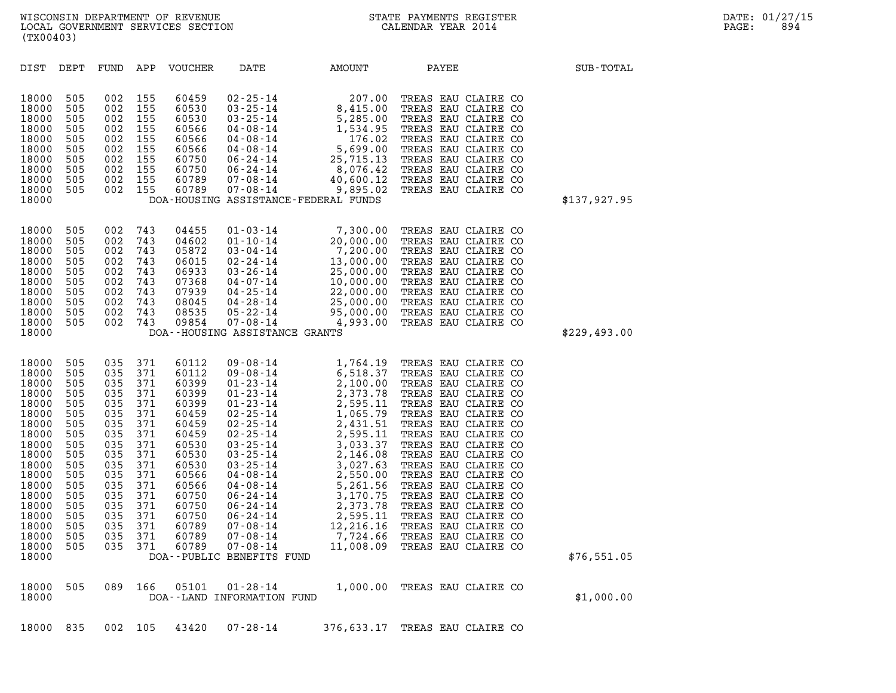WISCONSIN DEPARTMENT OF REVENUE
LOCAL GOVERNMENT SERVICES SECTION
(TX00403)

STATE PAYMENTS REGISTER
CALENDAR YEAR 2014

DATE: 01/27/15
PAGE: 894

| DIST | DEPT | FUND | APP | VOUCHER | DATE | AMOUNT | PAYEE | SUB-TOTAL |
|---|---|---|---|---|---|---|---|---|
| 18000 | 505 | 002 | 155 | 60459 | 02-25-14 | 207.00 | TREAS EAU CLAIRE CO | |
| 18000 | 505 | 002 | 155 | 60530 | 03-25-14 | 8,415.00 | TREAS EAU CLAIRE CO | |
| 18000 | 505 | 002 | 155 | 60530 | 03-25-14 | 5,285.00 | TREAS EAU CLAIRE CO | |
| 18000 | 505 | 002 | 155 | 60566 | 04-08-14 | 1,534.95 | TREAS EAU CLAIRE CO | |
| 18000 | 505 | 002 | 155 | 60566 | 04-08-14 | 176.02 | TREAS EAU CLAIRE CO | |
| 18000 | 505 | 002 | 155 | 60566 | 04-08-14 | 5,699.00 | TREAS EAU CLAIRE CO | |
| 18000 | 505 | 002 | 155 | 60750 | 06-24-14 | 25,715.13 | TREAS EAU CLAIRE CO | |
| 18000 | 505 | 002 | 155 | 60750 | 06-24-14 | 8,076.42 | TREAS EAU CLAIRE CO | |
| 18000 | 505 | 002 | 155 | 60789 | 07-08-14 | 40,600.12 | TREAS EAU CLAIRE CO | |
| 18000 | 505 | 002 | 155 | 60789 | 07-08-14 | 9,895.02 | TREAS EAU CLAIRE CO | |
| 18000 | | | | | DOA-HOUSING ASSISTANCE-FEDERAL FUNDS | | | $137,927.95 |
| 18000 | 505 | 002 | 743 | 04455 | 01-03-14 | 7,300.00 | TREAS EAU CLAIRE CO | |
| 18000 | 505 | 002 | 743 | 04602 | 01-10-14 | 20,000.00 | TREAS EAU CLAIRE CO | |
| 18000 | 505 | 002 | 743 | 05872 | 03-04-14 | 7,200.00 | TREAS EAU CLAIRE CO | |
| 18000 | 505 | 002 | 743 | 06015 | 02-24-14 | 13,000.00 | TREAS EAU CLAIRE CO | |
| 18000 | 505 | 002 | 743 | 06933 | 03-26-14 | 25,000.00 | TREAS EAU CLAIRE CO | |
| 18000 | 505 | 002 | 743 | 07368 | 04-07-14 | 10,000.00 | TREAS EAU CLAIRE CO | |
| 18000 | 505 | 002 | 743 | 07939 | 04-25-14 | 22,000.00 | TREAS EAU CLAIRE CO | |
| 18000 | 505 | 002 | 743 | 08045 | 04-28-14 | 25,000.00 | TREAS EAU CLAIRE CO | |
| 18000 | 505 | 002 | 743 | 08535 | 05-22-14 | 95,000.00 | TREAS EAU CLAIRE CO | |
| 18000 | 505 | 002 | 743 | 09854 | 07-08-14 | 4,993.00 | TREAS EAU CLAIRE CO | |
| 18000 | | | | | DOA--HOUSING ASSISTANCE GRANTS | | | $229,493.00 |
| 18000 | 505 | 035 | 371 | 60112 | 09-08-14 | 1,764.19 | TREAS EAU CLAIRE CO | |
| 18000 | 505 | 035 | 371 | 60112 | 09-08-14 | 6,518.37 | TREAS EAU CLAIRE CO | |
| 18000 | 505 | 035 | 371 | 60399 | 01-23-14 | 2,100.00 | TREAS EAU CLAIRE CO | |
| 18000 | 505 | 035 | 371 | 60399 | 01-23-14 | 2,373.78 | TREAS EAU CLAIRE CO | |
| 18000 | 505 | 035 | 371 | 60399 | 01-23-14 | 2,595.11 | TREAS EAU CLAIRE CO | |
| 18000 | 505 | 035 | 371 | 60459 | 02-25-14 | 1,065.79 | TREAS EAU CLAIRE CO | |
| 18000 | 505 | 035 | 371 | 60459 | 02-25-14 | 2,431.51 | TREAS EAU CLAIRE CO | |
| 18000 | 505 | 035 | 371 | 60459 | 02-25-14 | 2,595.11 | TREAS EAU CLAIRE CO | |
| 18000 | 505 | 035 | 371 | 60530 | 03-25-14 | 3,033.37 | TREAS EAU CLAIRE CO | |
| 18000 | 505 | 035 | 371 | 60530 | 03-25-14 | 2,146.08 | TREAS EAU CLAIRE CO | |
| 18000 | 505 | 035 | 371 | 60530 | 03-25-14 | 3,027.63 | TREAS EAU CLAIRE CO | |
| 18000 | 505 | 035 | 371 | 60566 | 04-08-14 | 2,550.00 | TREAS EAU CLAIRE CO | |
| 18000 | 505 | 035 | 371 | 60566 | 04-08-14 | 5,261.56 | TREAS EAU CLAIRE CO | |
| 18000 | 505 | 035 | 371 | 60750 | 06-24-14 | 3,170.75 | TREAS EAU CLAIRE CO | |
| 18000 | 505 | 035 | 371 | 60750 | 06-24-14 | 2,373.78 | TREAS EAU CLAIRE CO | |
| 18000 | 505 | 035 | 371 | 60750 | 06-24-14 | 2,595.11 | TREAS EAU CLAIRE CO | |
| 18000 | 505 | 035 | 371 | 60789 | 07-08-14 | 12,216.16 | TREAS EAU CLAIRE CO | |
| 18000 | 505 | 035 | 371 | 60789 | 07-08-14 | 7,724.66 | TREAS EAU CLAIRE CO | |
| 18000 | 505 | 035 | 371 | 60789 | 07-08-14 | 11,008.09 | TREAS EAU CLAIRE CO | |
| 18000 | | | | | DOA--PUBLIC BENEFITS FUND | | | $76,551.05 |
| 18000 | 505 | 089 | 166 | 05101 | 01-28-14 | 1,000.00 | TREAS EAU CLAIRE CO | |
| 18000 | | | | | DOA--LAND INFORMATION FUND | | | $1,000.00 |
| 18000 | 835 | 002 | 105 | 43420 | 07-28-14 | 376,633.17 | TREAS EAU CLAIRE CO | |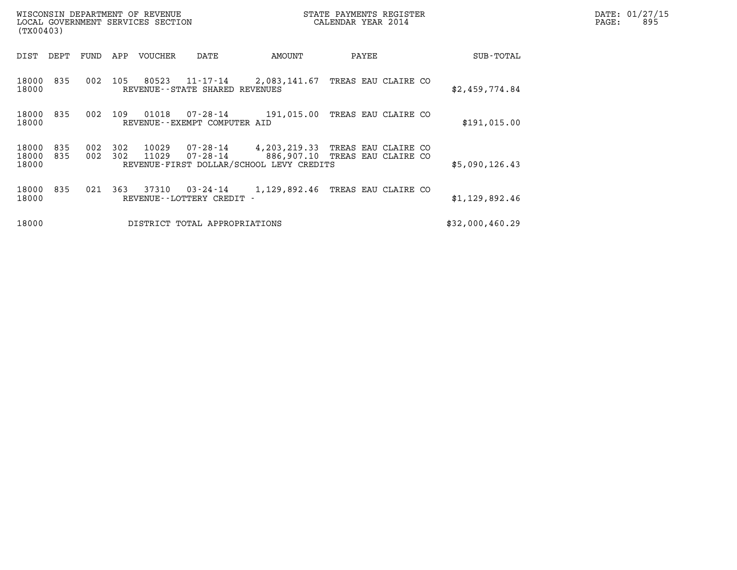WISCONSIN DEPARTMENT OF REVENUE
LOCAL GOVERNMENT SERVICES SECTION
(TX00403)

STATE PAYMENTS REGISTER
CALENDAR YEAR 2014

DATE: 01/27/15

| DIST | DEPT | FUND | APP | VOUCHER | DATE | AMOUNT | PAYEE | SUB-TOTAL |
|---|---|---|---|---|---|---|---|---|
| 18000 | 835 | 002 | 105 | 80523 | 11-17-14 | 2,083,141.67 | TREAS EAU CLAIRE CO | |
| 18000 | | | | REVENUE--STATE SHARED REVENUES | | | | $2,459,774.84 |
| 18000 | 835 | 002 | 109 | 01018 | 07-28-14 | 191,015.00 | TREAS EAU CLAIRE CO | |
| 18000 | | | | REVENUE--EXEMPT COMPUTER AID | | | | $191,015.00 |
| 18000 | 835 | 002 | 302 | 10029 | 07-28-14 | 4,203,219.33 | TREAS EAU CLAIRE CO | |
| 18000 | 835 | 002 | 302 | 11029 | 07-28-14 | 886,907.10 | TREAS EAU CLAIRE CO | |
| 18000 | | | | REVENUE-FIRST DOLLAR/SCHOOL LEVY CREDITS | | | | $5,090,126.43 |
| 18000 | 835 | 021 | 363 | 37310 | 03-24-14 | 1,129,892.46 | TREAS EAU CLAIRE CO | |
| 18000 | | | | REVENUE--LOTTERY CREDIT - | | | | $1,129,892.46 |
| 18000 | | | | DISTRICT TOTAL APPROPRIATIONS | | | | $32,000,460.29 |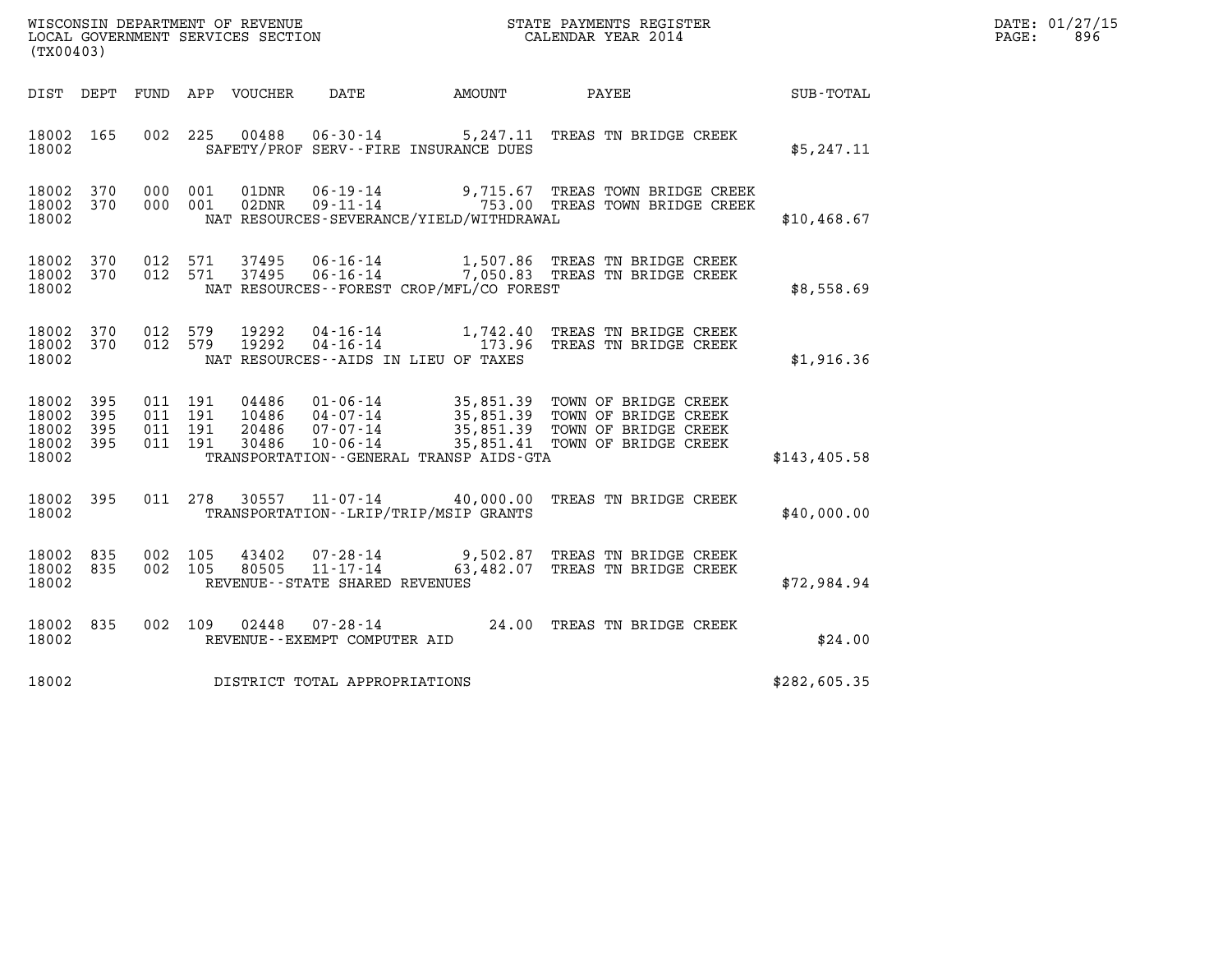WISCONSIN DEPARTMENT OF REVENUE
LOCAL GOVERNMENT SERVICES SECTION
(TX00403)

STATE PAYMENTS REGISTER
CALENDAR YEAR 2014

DATE: 01/27/15
PAGE: 896

| DIST | DEPT | FUND | APP | VOUCHER | DATE | AMOUNT | PAYEE | SUB-TOTAL |
|---|---|---|---|---|---|---|---|---|
| 18002 | 165 | 002 | 225 | 00488 | 06-30-14 | 5,247.11 | TREAS TN BRIDGE CREEK | |
| 18002 | | | | | SAFETY/PROF SERV--FIRE INSURANCE DUES | | | $5,247.11 |
| 18002 | 370 | 000 | 001 | 01DNR | 06-19-14 | 9,715.67 | TREAS TOWN BRIDGE CREEK | |
| 18002 | 370 | 000 | 001 | 02DNR | 09-11-14 | 753.00 | TREAS TOWN BRIDGE CREEK | |
| 18002 | | | | | NAT RESOURCES-SEVERANCE/YIELD/WITHDRAWAL | | | $10,468.67 |
| 18002 | 370 | 012 | 571 | 37495 | 06-16-14 | 1,507.86 | TREAS TN BRIDGE CREEK | |
| 18002 | 370 | 012 | 571 | 37495 | 06-16-14 | 7,050.83 | TREAS TN BRIDGE CREEK | |
| 18002 | | | | | NAT RESOURCES--FOREST CROP/MFL/CO FOREST | | | $8,558.69 |
| 18002 | 370 | 012 | 579 | 19292 | 04-16-14 | 1,742.40 | TREAS TN BRIDGE CREEK | |
| 18002 | 370 | 012 | 579 | 19292 | 04-16-14 | 173.96 | TREAS TN BRIDGE CREEK | |
| 18002 | | | | | NAT RESOURCES--AIDS IN LIEU OF TAXES | | | $1,916.36 |
| 18002 | 395 | 011 | 191 | 04486 | 01-06-14 | 35,851.39 | TOWN OF BRIDGE CREEK | |
| 18002 | 395 | 011 | 191 | 10486 | 04-07-14 | 35,851.39 | TOWN OF BRIDGE CREEK | |
| 18002 | 395 | 011 | 191 | 20486 | 07-07-14 | 35,851.39 | TOWN OF BRIDGE CREEK | |
| 18002 | 395 | 011 | 191 | 30486 | 10-06-14 | 35,851.41 | TOWN OF BRIDGE CREEK | |
| 18002 | | | | | TRANSPORTATION--GENERAL TRANSP AIDS-GTA | | | $143,405.58 |
| 18002 | 395 | 011 | 278 | 30557 | 11-07-14 | 40,000.00 | TREAS TN BRIDGE CREEK | |
| 18002 | | | | | TRANSPORTATION--LRIP/TRIP/MSIP GRANTS | | | $40,000.00 |
| 18002 | 835 | 002 | 105 | 43402 | 07-28-14 | 9,502.87 | TREAS TN BRIDGE CREEK | |
| 18002 | 835 | 002 | 105 | 80505 | 11-17-14 | 63,482.07 | TREAS TN BRIDGE CREEK | |
| 18002 | | | | | REVENUE--STATE SHARED REVENUES | | | $72,984.94 |
| 18002 | 835 | 002 | 109 | 02448 | 07-28-14 | 24.00 | TREAS TN BRIDGE CREEK | |
| 18002 | | | | | REVENUE--EXEMPT COMPUTER AID | | | $24.00 |
| 18002 | | | | | DISTRICT TOTAL APPROPRIATIONS | | | $282,605.35 |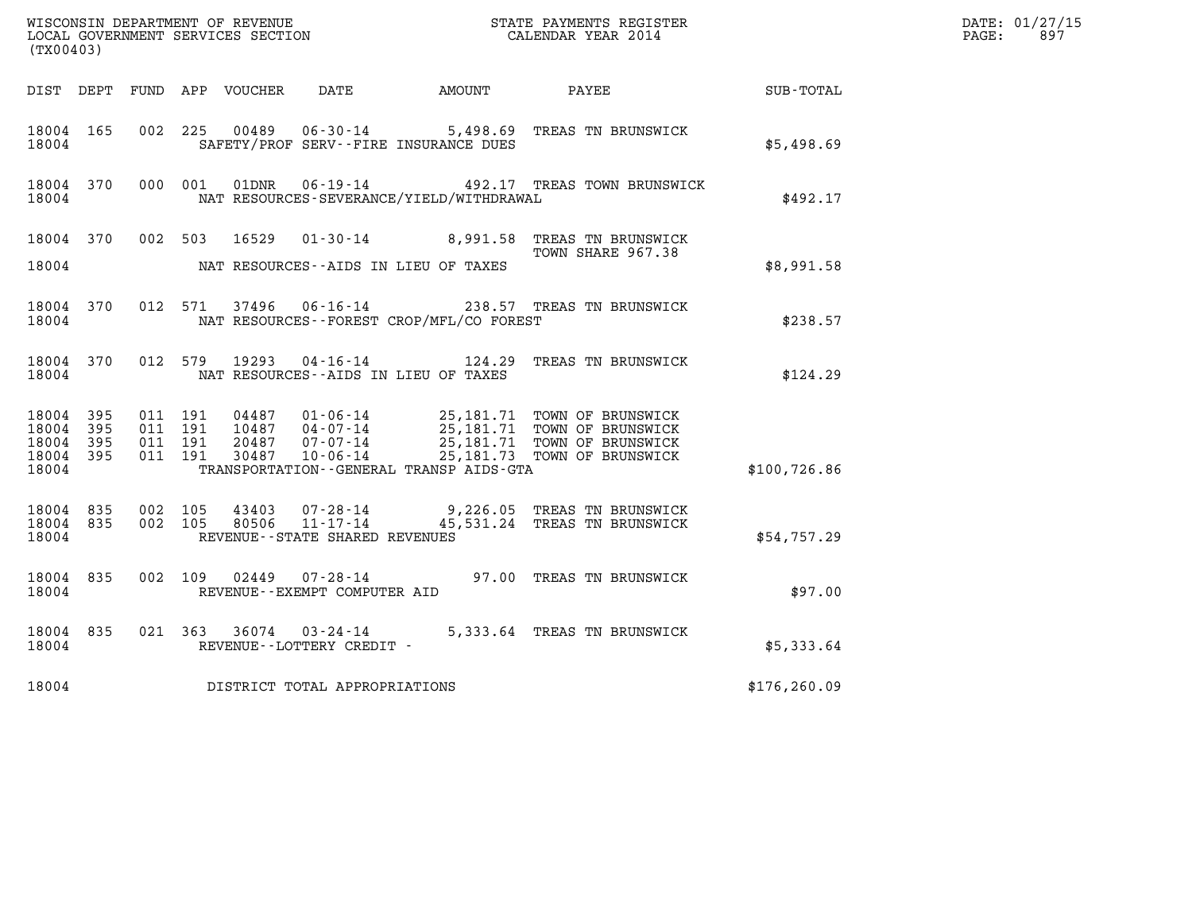WISCONSIN DEPARTMENT OF REVENUE
LOCAL GOVERNMENT SERVICES SECTION
(TX00403)

STATE PAYMENTS REGISTER
CALENDAR YEAR 2014

DATE: 01/27/15
PAGE: 897

| DIST | DEPT | FUND | APP | VOUCHER | DATE | AMOUNT | PAYEE | SUB-TOTAL |
|---|---|---|---|---|---|---|---|---|
| 18004 | 165 | 002 | 225 | 00489 | 06-30-14 | 5,498.69 | TREAS TN BRUNSWICK | |
| 18004 | | | | SAFETY/PROF SERV--FIRE INSURANCE DUES | | | | $5,498.69 |
| 18004 | 370 | 000 | 001 | 01DNR | 06-19-14 | 492.17 | TREAS TOWN BRUNSWICK | |
| 18004 | | | | NAT RESOURCES-SEVERANCE/YIELD/WITHDRAWAL | | | | $492.17 |
| 18004 | 370 | 002 | 503 | 16529 | 01-30-14 | 8,991.58 | TREAS TN BRUNSWICK TOWN SHARE 967.38 | |
| 18004 | | | | NAT RESOURCES--AIDS IN LIEU OF TAXES | | | | $8,991.58 |
| 18004 | 370 | 012 | 571 | 37496 | 06-16-14 | 238.57 | TREAS TN BRUNSWICK | |
| 18004 | | | | NAT RESOURCES--FOREST CROP/MFL/CO FOREST | | | | $238.57 |
| 18004 | 370 | 012 | 579 | 19293 | 04-16-14 | 124.29 | TREAS TN BRUNSWICK | |
| 18004 | | | | NAT RESOURCES--AIDS IN LIEU OF TAXES | | | | $124.29 |
| 18004 | 395 | 011 | 191 | 04487 | 01-06-14 | 25,181.71 | TOWN OF BRUNSWICK | |
| 18004 | 395 | 011 | 191 | 10487 | 04-07-14 | 25,181.71 | TOWN OF BRUNSWICK | |
| 18004 | 395 | 011 | 191 | 20487 | 07-07-14 | 25,181.71 | TOWN OF BRUNSWICK | |
| 18004 | 395 | 011 | 191 | 30487 | 10-06-14 | 25,181.73 | TOWN OF BRUNSWICK | |
| 18004 | | | | TRANSPORTATION--GENERAL TRANSP AIDS-GTA | | | | $100,726.86 |
| 18004 | 835 | 002 | 105 | 43403 | 07-28-14 | 9,226.05 | TREAS TN BRUNSWICK | |
| 18004 | 835 | 002 | 105 | 80506 | 11-17-14 | 45,531.24 | TREAS TN BRUNSWICK | |
| 18004 | | | | REVENUE--STATE SHARED REVENUES | | | | $54,757.29 |
| 18004 | 835 | 002 | 109 | 02449 | 07-28-14 | 97.00 | TREAS TN BRUNSWICK | |
| 18004 | | | | REVENUE--EXEMPT COMPUTER AID | | | | $97.00 |
| 18004 | 835 | 021 | 363 | 36074 | 03-24-14 | 5,333.64 | TREAS TN BRUNSWICK | |
| 18004 | | | | REVENUE--LOTTERY CREDIT - | | | | $5,333.64 |
| 18004 | | | | DISTRICT TOTAL APPROPRIATIONS | | | | $176,260.09 |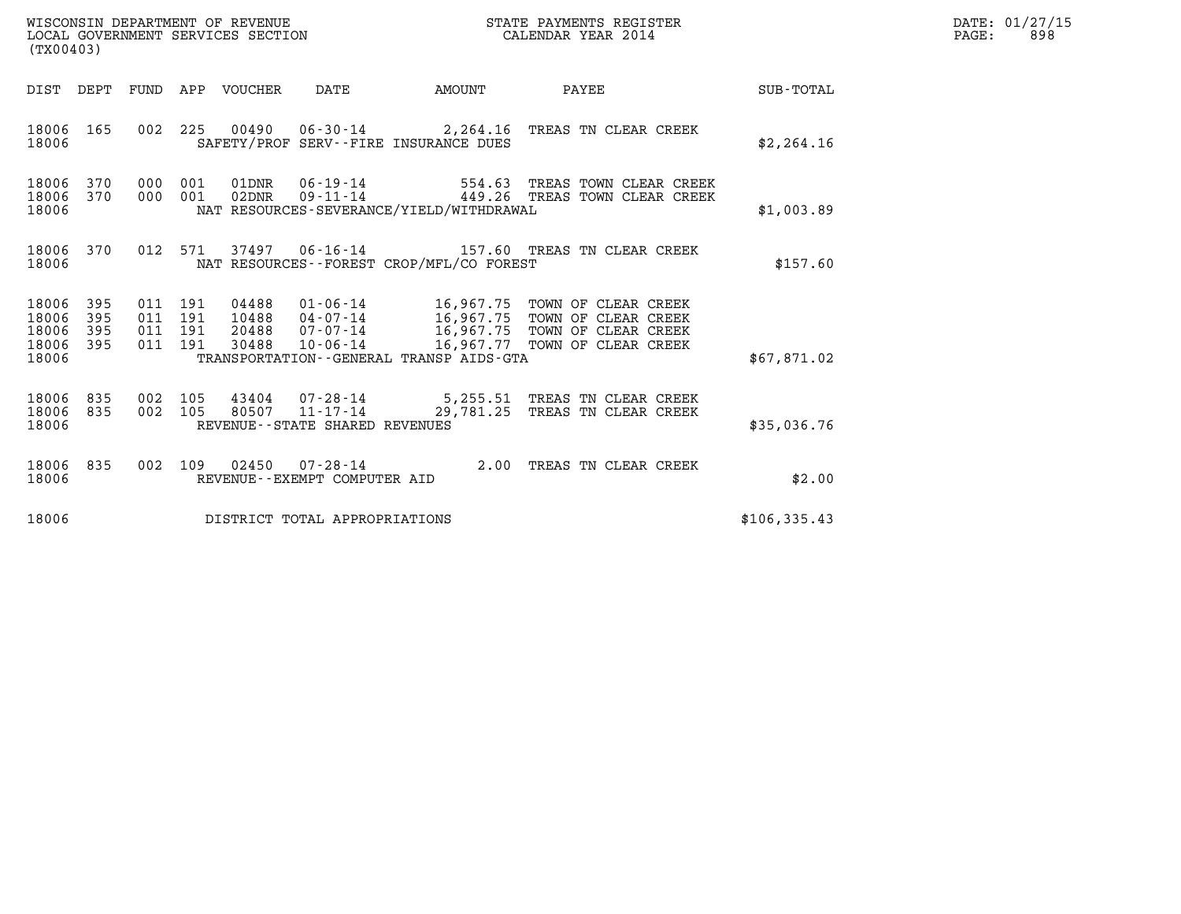WISCONSIN DEPARTMENT OF REVENUE
LOCAL GOVERNMENT SERVICES SECTION
(TX00403)

STATE PAYMENTS REGISTER
CALENDAR YEAR 2014

DATE: 01/27/15
PAGE: 898

| DIST | DEPT | FUND | APP | VOUCHER | DATE | AMOUNT | PAYEE | SUB-TOTAL |
|---|---|---|---|---|---|---|---|---|
| 18006 | 165 | 002 | 225 | 00490 | 06-30-14 | 2,264.16 | TREAS TN CLEAR CREEK | |
| 18006 | | | | SAFETY/PROF SERV--FIRE INSURANCE DUES | | | | $2,264.16 |
| 18006 | 370 | 000 | 001 | 01DNR | 06-19-14 | 554.63 | TREAS TOWN CLEAR CREEK | |
| 18006 | 370 | 000 | 001 | 02DNR | 09-11-14 | 449.26 | TREAS TOWN CLEAR CREEK | |
| 18006 | | | | NAT RESOURCES-SEVERANCE/YIELD/WITHDRAWAL | | | | $1,003.89 |
| 18006 | 370 | 012 | 571 | 37497 | 06-16-14 | 157.60 | TREAS TN CLEAR CREEK | |
| 18006 | | | | NAT RESOURCES--FOREST CROP/MFL/CO FOREST | | | | $157.60 |
| 18006 | 395 | 011 | 191 | 04488 | 01-06-14 | 16,967.75 | TOWN OF CLEAR CREEK | |
| 18006 | 395 | 011 | 191 | 10488 | 04-07-14 | 16,967.75 | TOWN OF CLEAR CREEK | |
| 18006 | 395 | 011 | 191 | 20488 | 07-07-14 | 16,967.75 | TOWN OF CLEAR CREEK | |
| 18006 | 395 | 011 | 191 | 30488 | 10-06-14 | 16,967.77 | TOWN OF CLEAR CREEK | |
| 18006 | | | | TRANSPORTATION--GENERAL TRANSP AIDS-GTA | | | | $67,871.02 |
| 18006 | 835 | 002 | 105 | 43404 | 07-28-14 | 5,255.51 | TREAS TN CLEAR CREEK | |
| 18006 | 835 | 002 | 105 | 80507 | 11-17-14 | 29,781.25 | TREAS TN CLEAR CREEK | |
| 18006 | | | | REVENUE--STATE SHARED REVENUES | | | | $35,036.76 |
| 18006 | 835 | 002 | 109 | 02450 | 07-28-14 | 2.00 | TREAS TN CLEAR CREEK | |
| 18006 | | | | REVENUE--EXEMPT COMPUTER AID | | | | $2.00 |
| 18006 | | | | DISTRICT TOTAL APPROPRIATIONS | | | | $106,335.43 |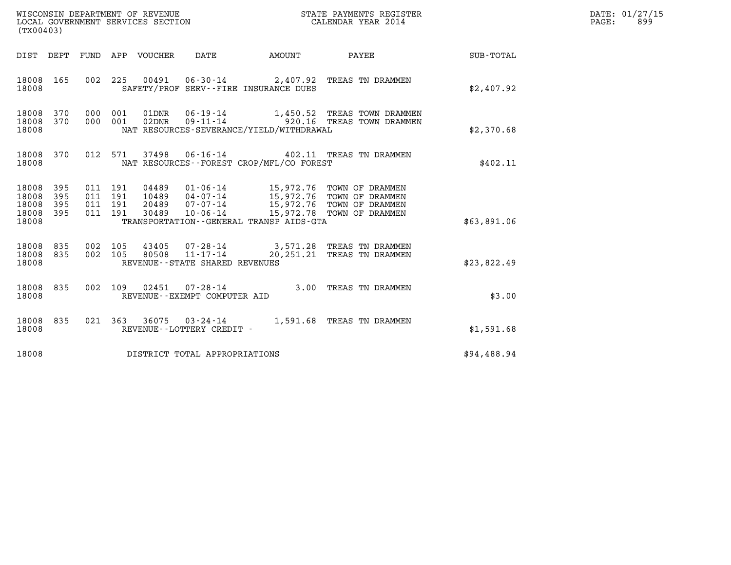WISCONSIN DEPARTMENT OF REVENUE
LOCAL GOVERNMENT SERVICES SECTION
(TX00403)

STATE PAYMENTS REGISTER
CALENDAR YEAR 2014

DATE: 01/27/15
PAGE: 899

| DIST | DEPT | FUND | APP | VOUCHER | DATE | AMOUNT | PAYEE | SUB-TOTAL |
|---|---|---|---|---|---|---|---|---|
| 18008 | 165 | 002 | 225 | 00491 | 06-30-14 | 2,407.92 | TREAS TN DRAMMEN | |
| 18008 | | | | SAFETY/PROF SERV--FIRE INSURANCE DUES | | | | $2,407.92 |
| 18008 | 370 | 000 | 001 | 01DNR | 06-19-14 | 1,450.52 | TREAS TOWN DRAMMEN | |
| 18008 | 370 | 000 | 001 | 02DNR | 09-11-14 | 920.16 | TREAS TOWN DRAMMEN | |
| 18008 | | | | NAT RESOURCES-SEVERANCE/YIELD/WITHDRAWAL | | | | $2,370.68 |
| 18008 | 370 | 012 | 571 | 37498 | 06-16-14 | 402.11 | TREAS TN DRAMMEN | |
| 18008 | | | | NAT RESOURCES--FOREST CROP/MFL/CO FOREST | | | | $402.11 |
| 18008 | 395 | 011 | 191 | 04489 | 01-06-14 | 15,972.76 | TOWN OF DRAMMEN | |
| 18008 | 395 | 011 | 191 | 10489 | 04-07-14 | 15,972.76 | TOWN OF DRAMMEN | |
| 18008 | 395 | 011 | 191 | 20489 | 07-07-14 | 15,972.76 | TOWN OF DRAMMEN | |
| 18008 | 395 | 011 | 191 | 30489 | 10-06-14 | 15,972.78 | TOWN OF DRAMMEN | |
| 18008 | | | | TRANSPORTATION--GENERAL TRANSP AIDS-GTA | | | | $63,891.06 |
| 18008 | 835 | 002 | 105 | 43405 | 07-28-14 | 3,571.28 | TREAS TN DRAMMEN | |
| 18008 | 835 | 002 | 105 | 80508 | 11-17-14 | 20,251.21 | TREAS TN DRAMMEN | |
| 18008 | | | | REVENUE--STATE SHARED REVENUES | | | | $23,822.49 |
| 18008 | 835 | 002 | 109 | 02451 | 07-28-14 | 3.00 | TREAS TN DRAMMEN | |
| 18008 | | | | REVENUE--EXEMPT COMPUTER AID | | | | $3.00 |
| 18008 | 835 | 021 | 363 | 36075 | 03-24-14 | 1,591.68 | TREAS TN DRAMMEN | |
| 18008 | | | | REVENUE--LOTTERY CREDIT - | | | | $1,591.68 |
| 18008 | | | | DISTRICT TOTAL APPROPRIATIONS | | | | $94,488.94 |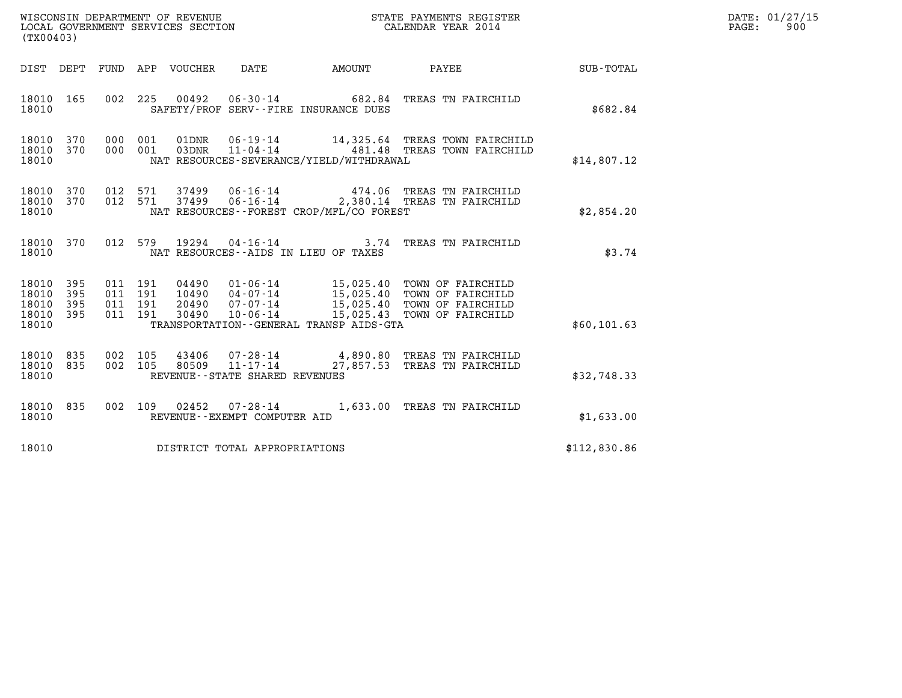WISCONSIN DEPARTMENT OF REVENUE
LOCAL GOVERNMENT SERVICES SECTION
(TX00403)

STATE PAYMENTS REGISTER
CALENDAR YEAR 2014

DATE: 01/27/15

| DIST | DEPT | FUND | APP | VOUCHER | DATE | AMOUNT | PAYEE | SUB-TOTAL |
|---|---|---|---|---|---|---|---|---|
| 18010 | 165 | 002 | 225 | 00492 | 06-30-14 | 682.84 | TREAS TN FAIRCHILD | |
| 18010 | | | | | SAFETY/PROF SERV--FIRE INSURANCE DUES | | | $682.84 |
| 18010 | 370 | 000 | 001 | 01DNR | 06-19-14 | 14,325.64 | TREAS TOWN FAIRCHILD | |
| 18010 | 370 | 000 | 001 | 03DNR | 11-04-14 | 481.48 | TREAS TOWN FAIRCHILD | |
| 18010 | | | | | NAT RESOURCES-SEVERANCE/YIELD/WITHDRAWAL | | | $14,807.12 |
| 18010 | 370 | 012 | 571 | 37499 | 06-16-14 | 474.06 | TREAS TN FAIRCHILD | |
| 18010 | 370 | 012 | 571 | 37499 | 06-16-14 | 2,380.14 | TREAS TN FAIRCHILD | |
| 18010 | | | | | NAT RESOURCES--FOREST CROP/MFL/CO FOREST | | | $2,854.20 |
| 18010 | 370 | 012 | 579 | 19294 | 04-16-14 | 3.74 | TREAS TN FAIRCHILD | |
| 18010 | | | | | NAT RESOURCES--AIDS IN LIEU OF TAXES | | | $3.74 |
| 18010 | 395 | 011 | 191 | 04490 | 01-06-14 | 15,025.40 | TOWN OF FAIRCHILD | |
| 18010 | 395 | 011 | 191 | 10490 | 04-07-14 | 15,025.40 | TOWN OF FAIRCHILD | |
| 18010 | 395 | 011 | 191 | 20490 | 07-07-14 | 15,025.40 | TOWN OF FAIRCHILD | |
| 18010 | 395 | 011 | 191 | 30490 | 10-06-14 | 15,025.43 | TOWN OF FAIRCHILD | |
| 18010 | | | | | TRANSPORTATION--GENERAL TRANSP AIDS-GTA | | | $60,101.63 |
| 18010 | 835 | 002 | 105 | 43406 | 07-28-14 | 4,890.80 | TREAS TN FAIRCHILD | |
| 18010 | 835 | 002 | 105 | 80509 | 11-17-14 | 27,857.53 | TREAS TN FAIRCHILD | |
| 18010 | | | | | REVENUE--STATE SHARED REVENUES | | | $32,748.33 |
| 18010 | 835 | 002 | 109 | 02452 | 07-28-14 | 1,633.00 | TREAS TN FAIRCHILD | |
| 18010 | | | | | REVENUE--EXEMPT COMPUTER AID | | | $1,633.00 |
| 18010 | | | | | DISTRICT TOTAL APPROPRIATIONS | | | $112,830.86 |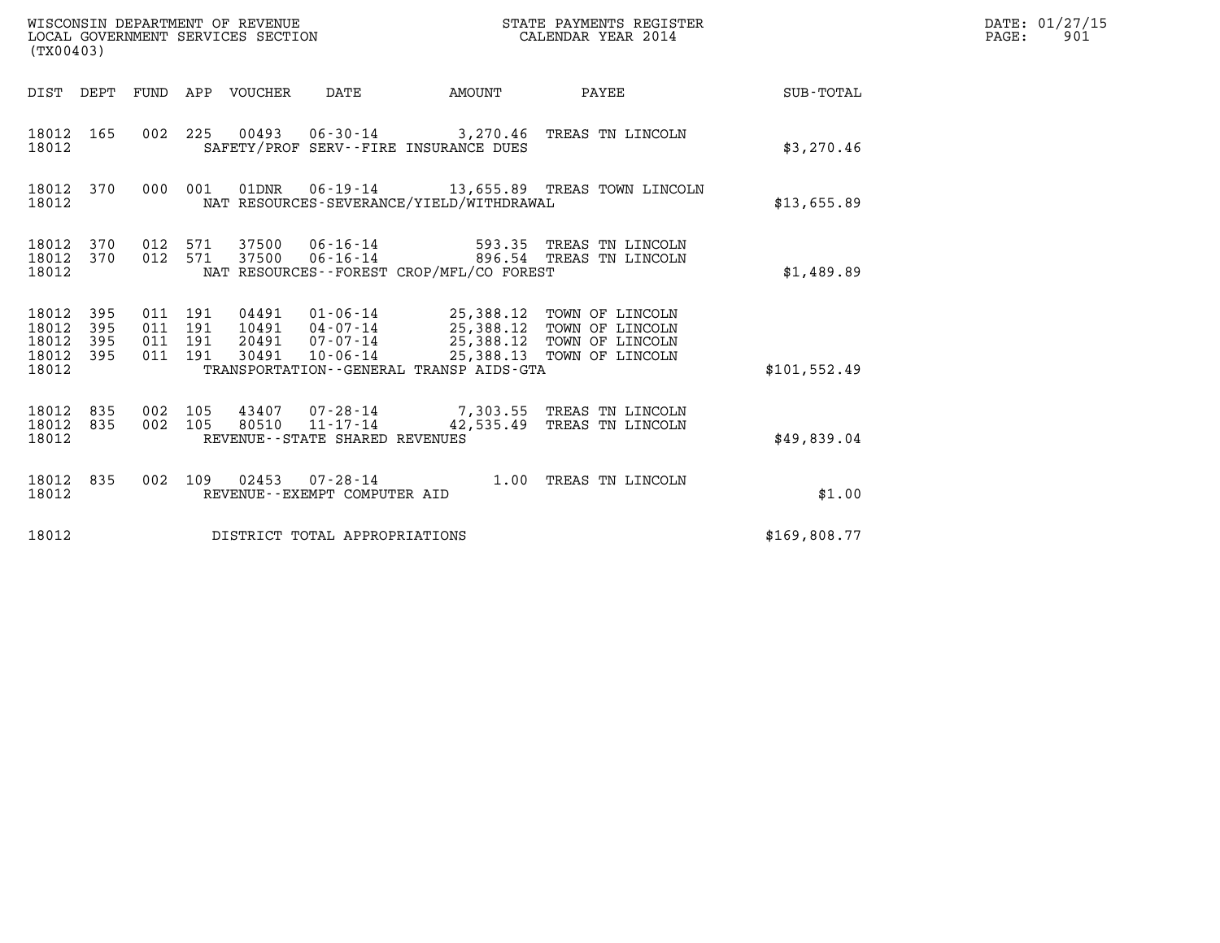WISCONSIN DEPARTMENT OF REVENUE
LOCAL GOVERNMENT SERVICES SECTION
(TX00403)

STATE PAYMENTS REGISTER
CALENDAR YEAR 2014

DATE: 01/27/15
PAGE: 901

| DIST | DEPT | FUND | APP | VOUCHER | DATE | AMOUNT | PAYEE | SUB-TOTAL |
|---|---|---|---|---|---|---|---|---|
| 18012 | 165 | 002 | 225 | 00493 | 06-30-14 | 3,270.46 | TREAS TN LINCOLN | |
| 18012 | | | | SAFETY/PROF SERV--FIRE INSURANCE DUES | | | | $3,270.46 |
| 18012 | 370 | 000 | 001 | 01DNR | 06-19-14 | 13,655.89 | TREAS TOWN LINCOLN | |
| 18012 | | | | NAT RESOURCES-SEVERANCE/YIELD/WITHDRAWAL | | | | $13,655.89 |
| 18012 | 370 | 012 | 571 | 37500 | 06-16-14 | 593.35 | TREAS TN LINCOLN | |
| 18012 | 370 | 012 | 571 | 37500 | 06-16-14 | 896.54 | TREAS TN LINCOLN | |
| 18012 | | | | NAT RESOURCES--FOREST CROP/MFL/CO FOREST | | | | $1,489.89 |
| 18012 | 395 | 011 | 191 | 04491 | 01-06-14 | 25,388.12 | TOWN OF LINCOLN | |
| 18012 | 395 | 011 | 191 | 10491 | 04-07-14 | 25,388.12 | TOWN OF LINCOLN | |
| 18012 | 395 | 011 | 191 | 20491 | 07-07-14 | 25,388.12 | TOWN OF LINCOLN | |
| 18012 | 395 | 011 | 191 | 30491 | 10-06-14 | 25,388.13 | TOWN OF LINCOLN | |
| 18012 | | | | TRANSPORTATION--GENERAL TRANSP AIDS-GTA | | | | $101,552.49 |
| 18012 | 835 | 002 | 105 | 43407 | 07-28-14 | 7,303.55 | TREAS TN LINCOLN | |
| 18012 | 835 | 002 | 105 | 80510 | 11-17-14 | 42,535.49 | TREAS TN LINCOLN | |
| 18012 | | | | REVENUE--STATE SHARED REVENUES | | | | $49,839.04 |
| 18012 | 835 | 002 | 109 | 02453 | 07-28-14 | 1.00 | TREAS TN LINCOLN | |
| 18012 | | | | REVENUE--EXEMPT COMPUTER AID | | | | $1.00 |
| 18012 | | | | DISTRICT TOTAL APPROPRIATIONS | | | | $169,808.77 |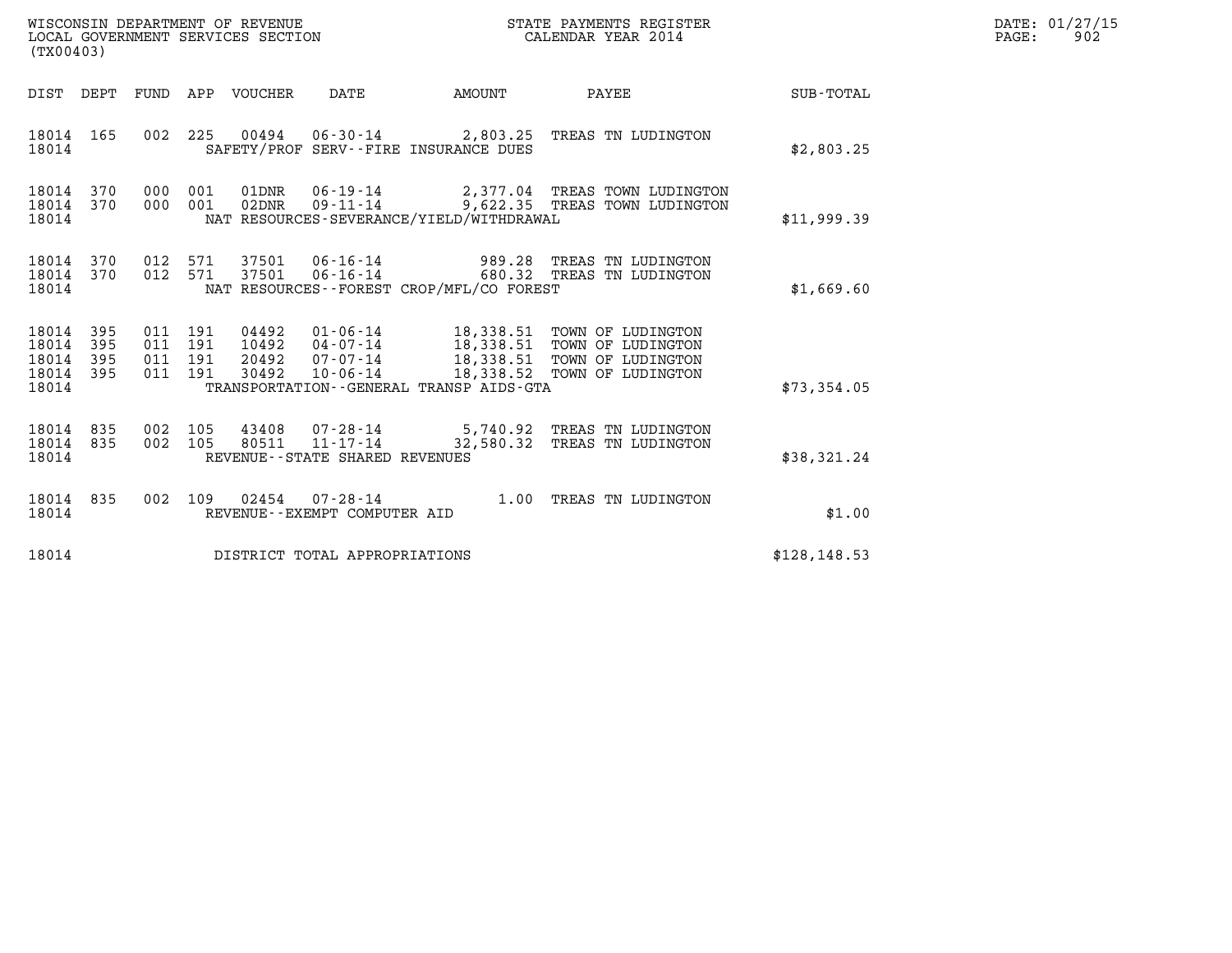WISCONSIN DEPARTMENT OF REVENUE
LOCAL GOVERNMENT SERVICES SECTION
(TX00403)

STATE PAYMENTS REGISTER
CALENDAR YEAR 2014

DATE: 01/27/15
PAGE: 902

| DIST | DEPT | FUND | APP | VOUCHER | DATE | AMOUNT | PAYEE | SUB-TOTAL |
|---|---|---|---|---|---|---|---|---|
| 18014 | 165 | 002 | 225 | 00494 | 06-30-14 | 2,803.25 | TREAS TN LUDINGTON | |
| 18014 | | | | SAFETY/PROF SERV--FIRE INSURANCE DUES | | | | $2,803.25 |
| 18014 | 370 | 000 | 001 | 01DNR | 06-19-14 | 2,377.04 | TREAS TOWN LUDINGTON | |
| 18014 | 370 | 000 | 001 | 02DNR | 09-11-14 | 9,622.35 | TREAS TOWN LUDINGTON | |
| 18014 | | | | NAT RESOURCES-SEVERANCE/YIELD/WITHDRAWAL | | | | $11,999.39 |
| 18014 | 370 | 012 | 571 | 37501 | 06-16-14 | 989.28 | TREAS TN LUDINGTON | |
| 18014 | 370 | 012 | 571 | 37501 | 06-16-14 | 680.32 | TREAS TN LUDINGTON | |
| 18014 | | | | NAT RESOURCES--FOREST CROP/MFL/CO FOREST | | | | $1,669.60 |
| 18014 | 395 | 011 | 191 | 04492 | 01-06-14 | 18,338.51 | TOWN OF LUDINGTON | |
| 18014 | 395 | 011 | 191 | 10492 | 04-07-14 | 18,338.51 | TOWN OF LUDINGTON | |
| 18014 | 395 | 011 | 191 | 20492 | 07-07-14 | 18,338.51 | TOWN OF LUDINGTON | |
| 18014 | 395 | 011 | 191 | 30492 | 10-06-14 | 18,338.52 | TOWN OF LUDINGTON | |
| 18014 | | | | TRANSPORTATION--GENERAL TRANSP AIDS-GTA | | | | $73,354.05 |
| 18014 | 835 | 002 | 105 | 43408 | 07-28-14 | 5,740.92 | TREAS TN LUDINGTON | |
| 18014 | 835 | 002 | 105 | 80511 | 11-17-14 | 32,580.32 | TREAS TN LUDINGTON | |
| 18014 | | | | REVENUE--STATE SHARED REVENUES | | | | $38,321.24 |
| 18014 | 835 | 002 | 109 | 02454 | 07-28-14 | 1.00 | TREAS TN LUDINGTON | |
| 18014 | | | | REVENUE--EXEMPT COMPUTER AID | | | | $1.00 |
| 18014 | | | | DISTRICT TOTAL APPROPRIATIONS | | | | $128,148.53 |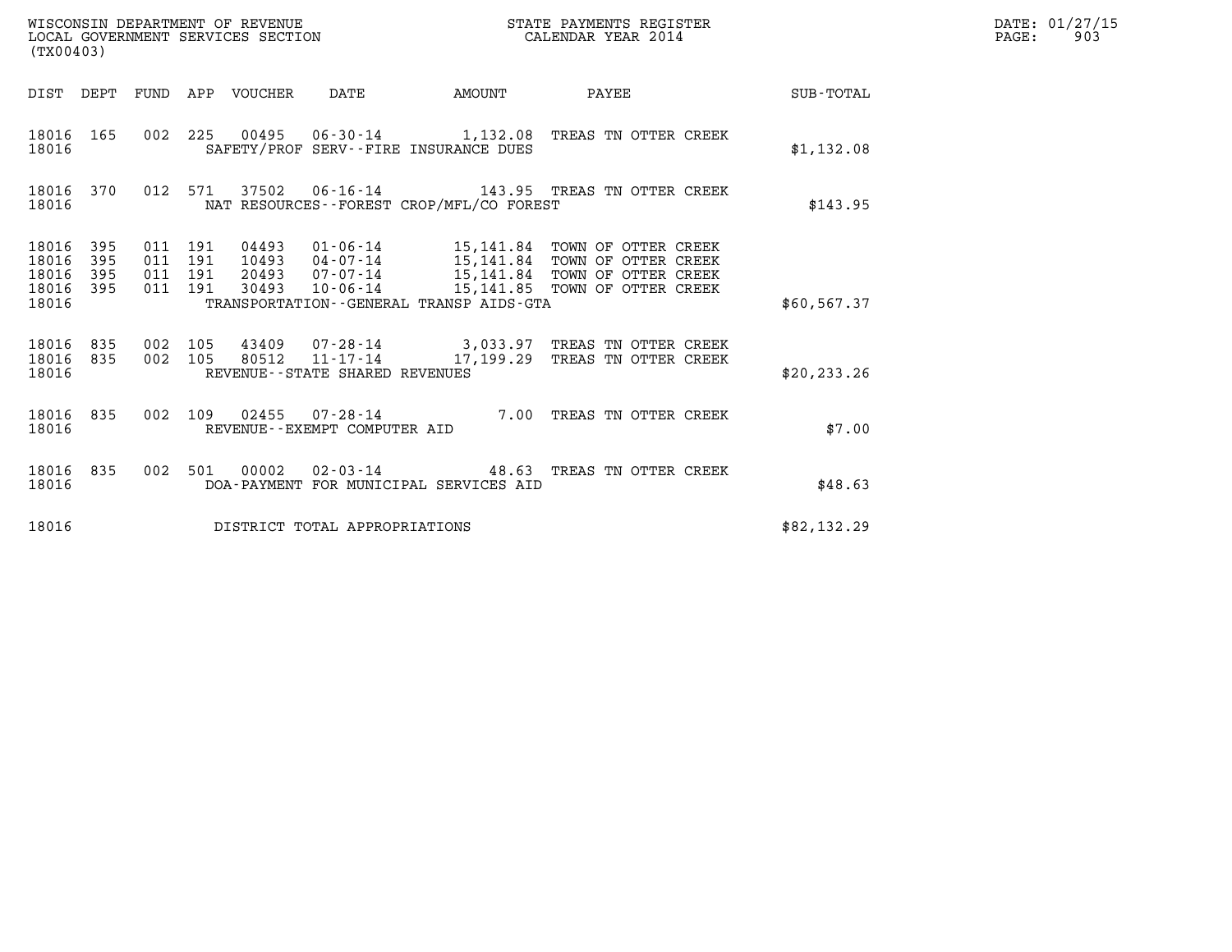WISCONSIN DEPARTMENT OF REVENUE
LOCAL GOVERNMENT SERVICES SECTION
(TX00403)

STATE PAYMENTS REGISTER
CALENDAR YEAR 2014

DATE: 01/27/15
PAGE: 903

| DIST | DEPT | FUND | APP | VOUCHER | DATE | AMOUNT | PAYEE | SUB-TOTAL |
|---|---|---|---|---|---|---|---|---|
| 18016 | 165 | 002 | 225 | 00495 | 06-30-14 | 1,132.08 | TREAS TN OTTER CREEK | |
| 18016 | | | | SAFETY/PROF SERV--FIRE INSURANCE DUES | | | | $1,132.08 |
| 18016 | 370 | 012 | 571 | 37502 | 06-16-14 | 143.95 | TREAS TN OTTER CREEK | |
| 18016 | | | | NAT RESOURCES--FOREST CROP/MFL/CO FOREST | | | | $143.95 |
| 18016 | 395 | 011 | 191 | 04493 | 01-06-14 | 15,141.84 | TOWN OF OTTER CREEK | |
| 18016 | 395 | 011 | 191 | 10493 | 04-07-14 | 15,141.84 | TOWN OF OTTER CREEK | |
| 18016 | 395 | 011 | 191 | 20493 | 07-07-14 | 15,141.84 | TOWN OF OTTER CREEK | |
| 18016 | 395 | 011 | 191 | 30493 | 10-06-14 | 15,141.85 | TOWN OF OTTER CREEK | |
| 18016 | | | | TRANSPORTATION--GENERAL TRANSP AIDS-GTA | | | | $60,567.37 |
| 18016 | 835 | 002 | 105 | 43409 | 07-28-14 | 3,033.97 | TREAS TN OTTER CREEK | |
| 18016 | 835 | 002 | 105 | 80512 | 11-17-14 | 17,199.29 | TREAS TN OTTER CREEK | |
| 18016 | | | | REVENUE--STATE SHARED REVENUES | | | | $20,233.26 |
| 18016 | 835 | 002 | 109 | 02455 | 07-28-14 | 7.00 | TREAS TN OTTER CREEK | |
| 18016 | | | | REVENUE--EXEMPT COMPUTER AID | | | | $7.00 |
| 18016 | 835 | 002 | 501 | 00002 | 02-03-14 | 48.63 | TREAS TN OTTER CREEK | |
| 18016 | | | | DOA-PAYMENT FOR MUNICIPAL SERVICES AID | | | | $48.63 |
| 18016 | | | | DISTRICT TOTAL APPROPRIATIONS | | | | $82,132.29 |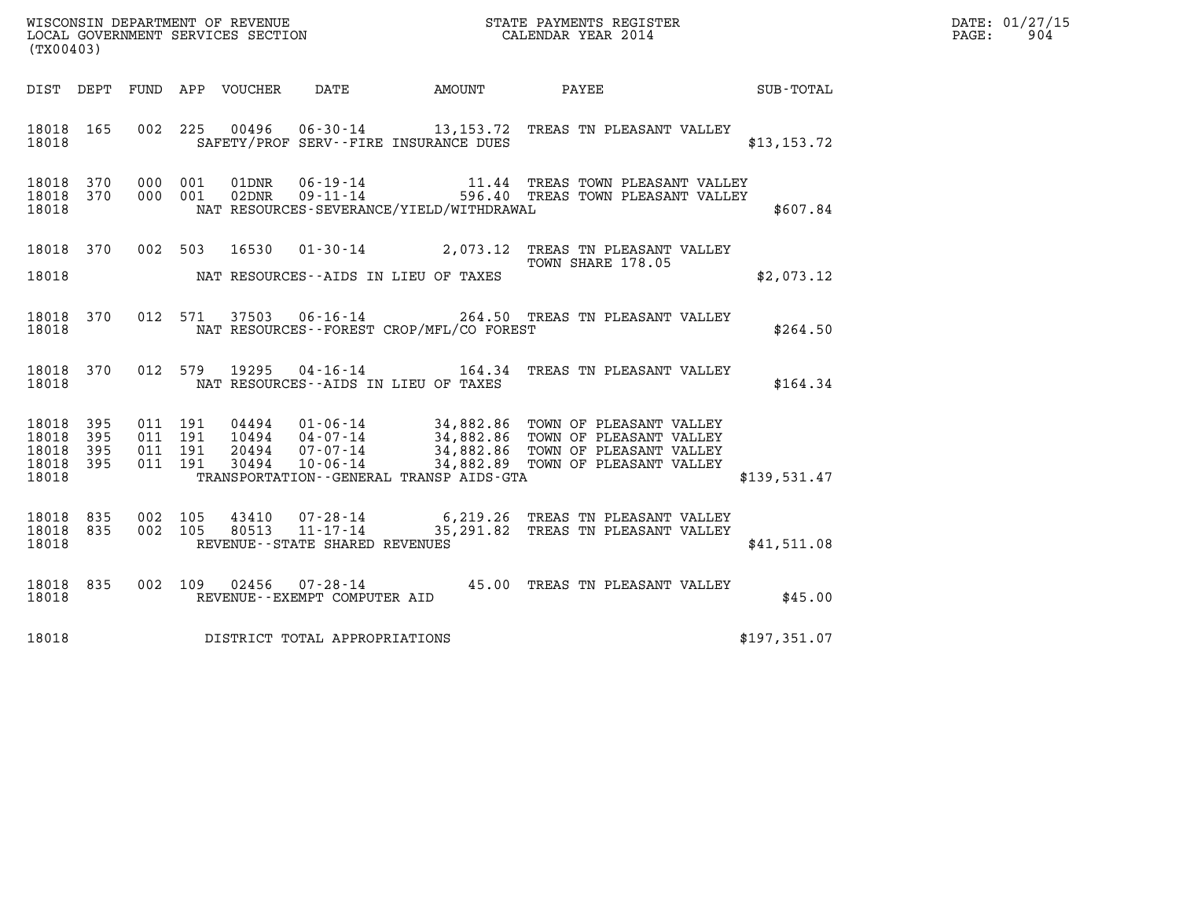WISCONSIN DEPARTMENT OF REVENUE
LOCAL GOVERNMENT SERVICES SECTION
(TX00403)

STATE PAYMENTS REGISTER
CALENDAR YEAR 2014

DATE: 01/27/15
PAGE: 904

| DIST | DEPT | FUND | APP | VOUCHER | DATE | AMOUNT | PAYEE | SUB-TOTAL |
|---|---|---|---|---|---|---|---|---|
| 18018 | 165 | 002 | 225 | 00496 | 06-30-14 | 13,153.72 | TREAS TN PLEASANT VALLEY | |
| 18018 | | | | | SAFETY/PROF SERV--FIRE INSURANCE DUES | | | $13,153.72 |
| 18018 | 370 | 000 | 001 | 01DNR | 06-19-14 | 11.44 | TREAS TOWN PLEASANT VALLEY | |
| 18018 | 370 | 000 | 001 | 02DNR | 09-11-14 | 596.40 | TREAS TOWN PLEASANT VALLEY | |
| 18018 | | | | | NAT RESOURCES-SEVERANCE/YIELD/WITHDRAWAL | | | $607.84 |
| 18018 | 370 | 002 | 503 | 16530 | 01-30-14 | 2,073.12 | TREAS TN PLEASANT VALLEY TOWN SHARE 178.05 | |
| 18018 | | | | | NAT RESOURCES--AIDS IN LIEU OF TAXES | | | $2,073.12 |
| 18018 | 370 | 012 | 571 | 37503 | 06-16-14 | 264.50 | TREAS TN PLEASANT VALLEY | |
| 18018 | | | | | NAT RESOURCES--FOREST CROP/MFL/CO FOREST | | | $264.50 |
| 18018 | 370 | 012 | 579 | 19295 | 04-16-14 | 164.34 | TREAS TN PLEASANT VALLEY | |
| 18018 | | | | | NAT RESOURCES--AIDS IN LIEU OF TAXES | | | $164.34 |
| 18018 | 395 | 011 | 191 | 04494 | 01-06-14 | 34,882.86 | TOWN OF PLEASANT VALLEY | |
| 18018 | 395 | 011 | 191 | 10494 | 04-07-14 | 34,882.86 | TOWN OF PLEASANT VALLEY | |
| 18018 | 395 | 011 | 191 | 20494 | 07-07-14 | 34,882.86 | TOWN OF PLEASANT VALLEY | |
| 18018 | 395 | 011 | 191 | 30494 | 10-06-14 | 34,882.89 | TOWN OF PLEASANT VALLEY | |
| 18018 | | | | | TRANSPORTATION--GENERAL TRANSP AIDS-GTA | | | $139,531.47 |
| 18018 | 835 | 002 | 105 | 43410 | 07-28-14 | 6,219.26 | TREAS TN PLEASANT VALLEY | |
| 18018 | 835 | 002 | 105 | 80513 | 11-17-14 | 35,291.82 | TREAS TN PLEASANT VALLEY | |
| 18018 | | | | | REVENUE--STATE SHARED REVENUES | | | $41,511.08 |
| 18018 | 835 | 002 | 109 | 02456 | 07-28-14 | 45.00 | TREAS TN PLEASANT VALLEY | |
| 18018 | | | | | REVENUE--EXEMPT COMPUTER AID | | | $45.00 |
| 18018 | | | | | DISTRICT TOTAL APPROPRIATIONS | | | $197,351.07 |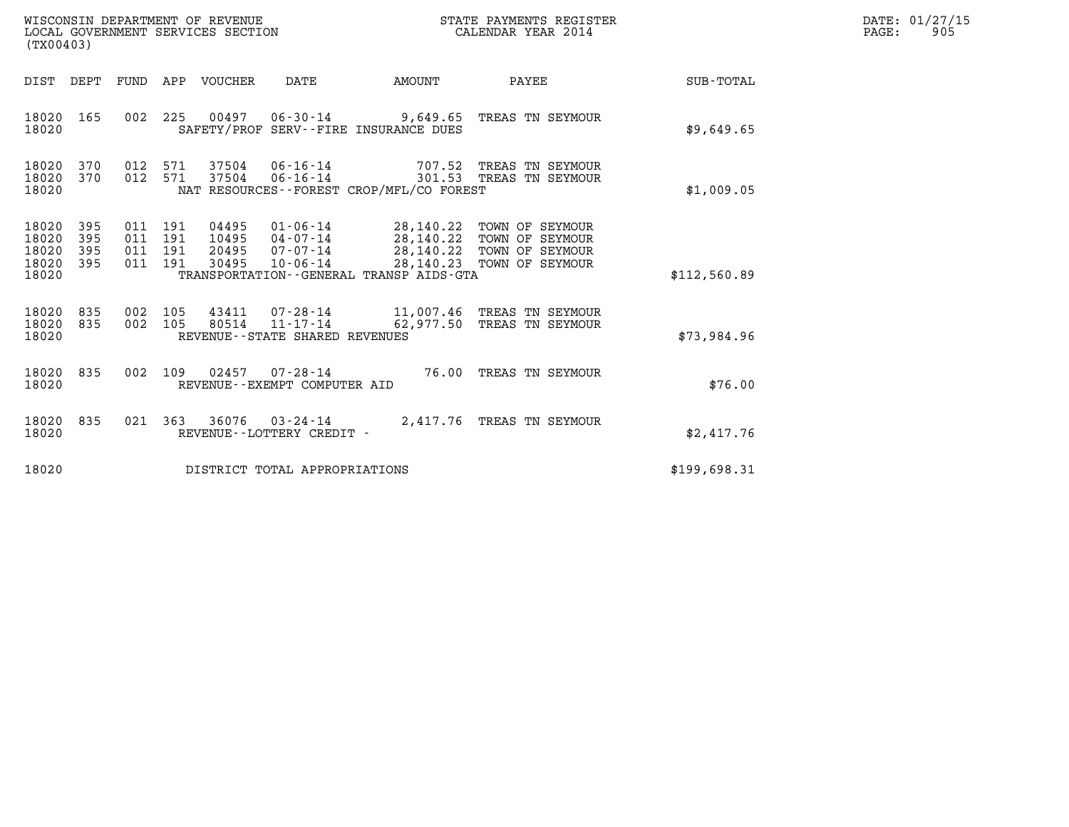WISCONSIN DEPARTMENT OF REVENUE
LOCAL GOVERNMENT SERVICES SECTION
(TX00403)

STATE PAYMENTS REGISTER
CALENDAR YEAR 2014

DATE: 01/27/15
PAGE: 905

| DIST | DEPT | FUND | APP | VOUCHER | DATE | AMOUNT | PAYEE | SUB-TOTAL |
|---|---|---|---|---|---|---|---|---|
| 18020 | 165 | 002 | 225 | 00497 | 06-30-14 | 9,649.65 | TREAS TN SEYMOUR | |
| 18020 | | | | | SAFETY/PROF SERV--FIRE INSURANCE DUES | | | $9,649.65 |
| 18020 | 370 | 012 | 571 | 37504 | 06-16-14 | 707.52 | TREAS TN SEYMOUR | |
| 18020 | 370 | 012 | 571 | 37504 | 06-16-14 | 301.53 | TREAS TN SEYMOUR | |
| 18020 | | | | | NAT RESOURCES--FOREST CROP/MFL/CO FOREST | | | $1,009.05 |
| 18020 | 395 | 011 | 191 | 04495 | 01-06-14 | 28,140.22 | TOWN OF SEYMOUR | |
| 18020 | 395 | 011 | 191 | 10495 | 04-07-14 | 28,140.22 | TOWN OF SEYMOUR | |
| 18020 | 395 | 011 | 191 | 20495 | 07-07-14 | 28,140.22 | TOWN OF SEYMOUR | |
| 18020 | 395 | 011 | 191 | 30495 | 10-06-14 | 28,140.23 | TOWN OF SEYMOUR | |
| 18020 | | | | | TRANSPORTATION--GENERAL TRANSP AIDS-GTA | | | $112,560.89 |
| 18020 | 835 | 002 | 105 | 43411 | 07-28-14 | 11,007.46 | TREAS TN SEYMOUR | |
| 18020 | 835 | 002 | 105 | 80514 | 11-17-14 | 62,977.50 | TREAS TN SEYMOUR | |
| 18020 | | | | | REVENUE--STATE SHARED REVENUES | | | $73,984.96 |
| 18020 | 835 | 002 | 109 | 02457 | 07-28-14 | 76.00 | TREAS TN SEYMOUR | |
| 18020 | | | | | REVENUE--EXEMPT COMPUTER AID | | | $76.00 |
| 18020 | 835 | 021 | 363 | 36076 | 03-24-14 | 2,417.76 | TREAS TN SEYMOUR | |
| 18020 | | | | | REVENUE--LOTTERY CREDIT - | | | $2,417.76 |
| 18020 | | | | | DISTRICT TOTAL APPROPRIATIONS | | | $199,698.31 |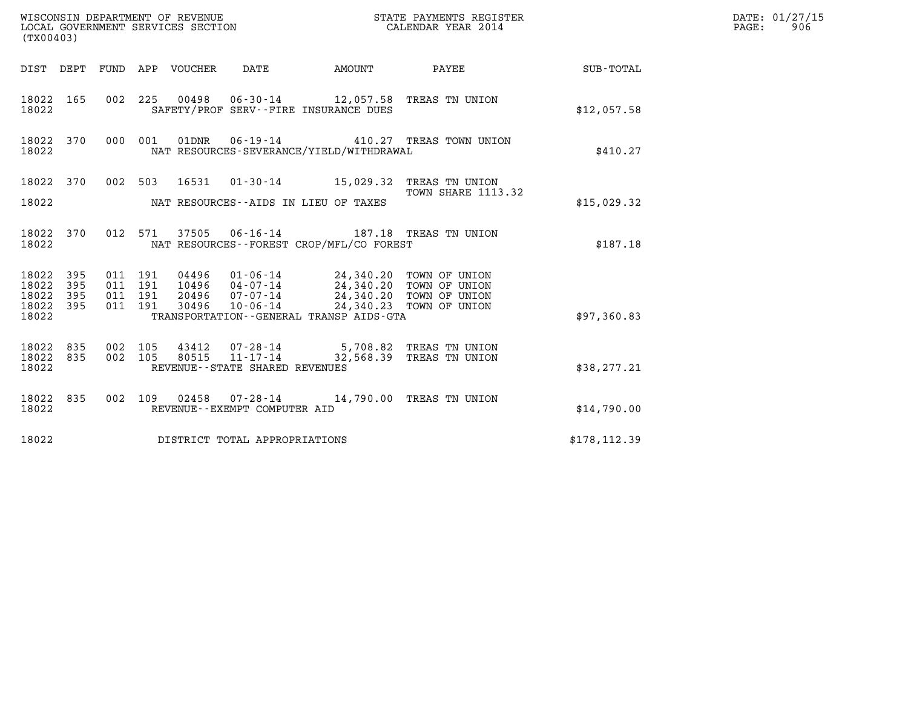WISCONSIN DEPARTMENT OF REVENUE
LOCAL GOVERNMENT SERVICES SECTION
(TX00403)

STATE PAYMENTS REGISTER
CALENDAR YEAR 2014

DATE: 01/27/15
PAGE: 906

| DIST | DEPT | FUND | APP | VOUCHER | DATE | AMOUNT | PAYEE | SUB-TOTAL |
|---|---|---|---|---|---|---|---|---|
| 18022 | 165 | 002 | 225 | 00498 | 06-30-14 | 12,057.58 | TREAS TN UNION | |
| 18022 | | | | SAFETY/PROF SERV--FIRE INSURANCE DUES | | | | $12,057.58 |
| 18022 | 370 | 000 | 001 | 01DNR | 06-19-14 | 410.27 | TREAS TOWN UNION | |
| 18022 | | | | NAT RESOURCES-SEVERANCE/YIELD/WITHDRAWAL | | | | $410.27 |
| 18022 | 370 | 002 | 503 | 16531 | 01-30-14 | 15,029.32 | TREAS TN UNION TOWN SHARE 1113.32 | |
| 18022 | | | | NAT RESOURCES--AIDS IN LIEU OF TAXES | | | | $15,029.32 |
| 18022 | 370 | 012 | 571 | 37505 | 06-16-14 | 187.18 | TREAS TN UNION | |
| 18022 | | | | NAT RESOURCES--FOREST CROP/MFL/CO FOREST | | | | $187.18 |
| 18022 | 395 | 011 | 191 | 04496 | 01-06-14 | 24,340.20 | TOWN OF UNION | |
| 18022 | 395 | 011 | 191 | 10496 | 04-07-14 | 24,340.20 | TOWN OF UNION | |
| 18022 | 395 | 011 | 191 | 20496 | 07-07-14 | 24,340.20 | TOWN OF UNION | |
| 18022 | 395 | 011 | 191 | 30496 | 10-06-14 | 24,340.23 | TOWN OF UNION | |
| 18022 | | | | TRANSPORTATION--GENERAL TRANSP AIDS-GTA | | | | $97,360.83 |
| 18022 | 835 | 002 | 105 | 43412 | 07-28-14 | 5,708.82 | TREAS TN UNION | |
| 18022 | 835 | 002 | 105 | 80515 | 11-17-14 | 32,568.39 | TREAS TN UNION | |
| 18022 | | | | REVENUE--STATE SHARED REVENUES | | | | $38,277.21 |
| 18022 | 835 | 002 | 109 | 02458 | 07-28-14 | 14,790.00 | TREAS TN UNION | |
| 18022 | | | | REVENUE--EXEMPT COMPUTER AID | | | | $14,790.00 |
| 18022 | | | | DISTRICT TOTAL APPROPRIATIONS | | | | $178,112.39 |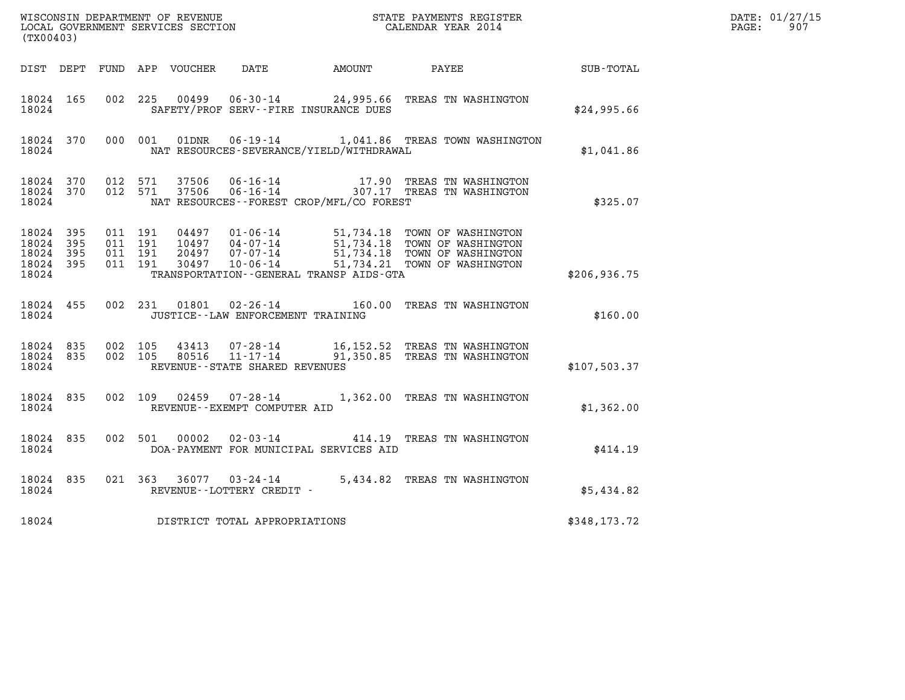WISCONSIN DEPARTMENT OF REVENUE
LOCAL GOVERNMENT SERVICES SECTION
(TX00403)

STATE PAYMENTS REGISTER
CALENDAR YEAR 2014

DATE: 01/27/15
PAGE: 907

| DIST | DEPT | FUND | APP | VOUCHER | DATE | AMOUNT | PAYEE | SUB-TOTAL |
|---|---|---|---|---|---|---|---|---|
| 18024 | 165 | 002 | 225 | 00499 | 06-30-14 | 24,995.66 | TREAS TN WASHINGTON | |
| 18024 | | | | SAFETY/PROF SERV--FIRE INSURANCE DUES | | | | $24,995.66 |
| 18024 | 370 | 000 | 001 | 01DNR | 06-19-14 | 1,041.86 | TREAS TOWN WASHINGTON | |
| 18024 | | | | NAT RESOURCES-SEVERANCE/YIELD/WITHDRAWAL | | | | $1,041.86 |
| 18024 | 370 | 012 | 571 | 37506 | 06-16-14 | 17.90 | TREAS TN WASHINGTON | |
| 18024 | 370 | 012 | 571 | 37506 | 06-16-14 | 307.17 | TREAS TN WASHINGTON | |
| 18024 | | | | NAT RESOURCES--FOREST CROP/MFL/CO FOREST | | | | $325.07 |
| 18024 | 395 | 011 | 191 | 04497 | 01-06-14 | 51,734.18 | TOWN OF WASHINGTON | |
| 18024 | 395 | 011 | 191 | 10497 | 04-07-14 | 51,734.18 | TOWN OF WASHINGTON | |
| 18024 | 395 | 011 | 191 | 20497 | 07-07-14 | 51,734.18 | TOWN OF WASHINGTON | |
| 18024 | 395 | 011 | 191 | 30497 | 10-06-14 | 51,734.21 | TOWN OF WASHINGTON | |
| 18024 | | | | TRANSPORTATION--GENERAL TRANSP AIDS-GTA | | | | $206,936.75 |
| 18024 | 455 | 002 | 231 | 01801 | 02-26-14 | 160.00 | TREAS TN WASHINGTON | |
| 18024 | | | | JUSTICE--LAW ENFORCEMENT TRAINING | | | | $160.00 |
| 18024 | 835 | 002 | 105 | 43413 | 07-28-14 | 16,152.52 | TREAS TN WASHINGTON | |
| 18024 | 835 | 002 | 105 | 80516 | 11-17-14 | 91,350.85 | TREAS TN WASHINGTON | |
| 18024 | | | | REVENUE--STATE SHARED REVENUES | | | | $107,503.37 |
| 18024 | 835 | 002 | 109 | 02459 | 07-28-14 | 1,362.00 | TREAS TN WASHINGTON | |
| 18024 | | | | REVENUE--EXEMPT COMPUTER AID | | | | $1,362.00 |
| 18024 | 835 | 002 | 501 | 00002 | 02-03-14 | 414.19 | TREAS TN WASHINGTON | |
| 18024 | | | | DOA-PAYMENT FOR MUNICIPAL SERVICES AID | | | | $414.19 |
| 18024 | 835 | 021 | 363 | 36077 | 03-24-14 | 5,434.82 | TREAS TN WASHINGTON | |
| 18024 | | | | REVENUE--LOTTERY CREDIT - | | | | $5,434.82 |
| 18024 | | | | DISTRICT TOTAL APPROPRIATIONS | | | | $348,173.72 |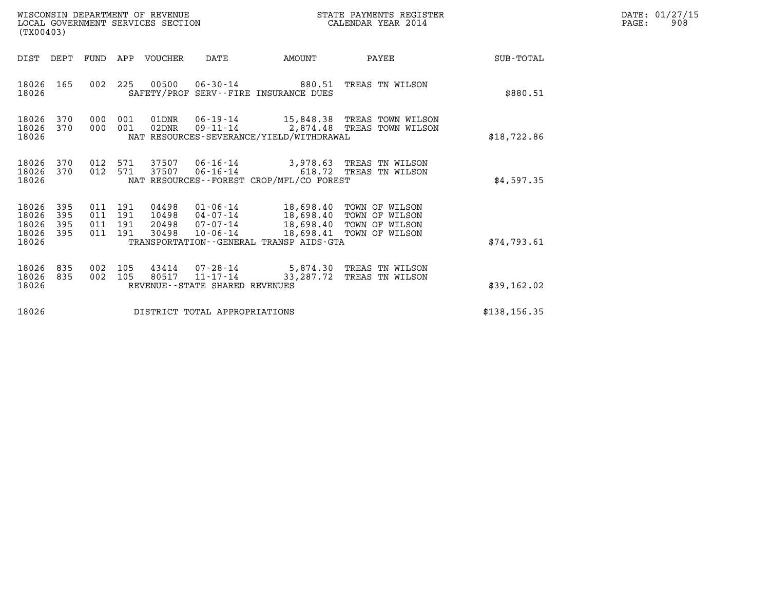WISCONSIN DEPARTMENT OF REVENUE
LOCAL GOVERNMENT SERVICES SECTION
(TX00403)

STATE PAYMENTS REGISTER
CALENDAR YEAR 2014

DATE: 01/27/15
PAGE: 908

| DIST | DEPT | FUND | APP | VOUCHER | DATE | AMOUNT | PAYEE | SUB-TOTAL |
|---|---|---|---|---|---|---|---|---|
| 18026 | 165 | 002 | 225 | 00500 | 06-30-14 | 880.51 | TREAS TN WILSON | |
| 18026 | | | | | SAFETY/PROF SERV--FIRE INSURANCE DUES | | | $880.51 |
| 18026 | 370 | 000 | 001 | 01DNR | 06-19-14 | 15,848.38 | TREAS TOWN WILSON | |
| 18026 | 370 | 000 | 001 | 02DNR | 09-11-14 | 2,874.48 | TREAS TOWN WILSON | |
| 18026 | | | | | NAT RESOURCES-SEVERANCE/YIELD/WITHDRAWAL | | | $18,722.86 |
| 18026 | 370 | 012 | 571 | 37507 | 06-16-14 | 3,978.63 | TREAS TN WILSON | |
| 18026 | 370 | 012 | 571 | 37507 | 06-16-14 | 618.72 | TREAS TN WILSON | |
| 18026 | | | | | NAT RESOURCES--FOREST CROP/MFL/CO FOREST | | | $4,597.35 |
| 18026 | 395 | 011 | 191 | 04498 | 01-06-14 | 18,698.40 | TOWN OF WILSON | |
| 18026 | 395 | 011 | 191 | 10498 | 04-07-14 | 18,698.40 | TOWN OF WILSON | |
| 18026 | 395 | 011 | 191 | 20498 | 07-07-14 | 18,698.40 | TOWN OF WILSON | |
| 18026 | 395 | 011 | 191 | 30498 | 10-06-14 | 18,698.41 | TOWN OF WILSON | |
| 18026 | | | | | TRANSPORTATION--GENERAL TRANSP AIDS-GTA | | | $74,793.61 |
| 18026 | 835 | 002 | 105 | 43414 | 07-28-14 | 5,874.30 | TREAS TN WILSON | |
| 18026 | 835 | 002 | 105 | 80517 | 11-17-14 | 33,287.72 | TREAS TN WILSON | |
| 18026 | | | | | REVENUE--STATE SHARED REVENUES | | | $39,162.02 |
| 18026 | | | | | DISTRICT TOTAL APPROPRIATIONS | | | $138,156.35 |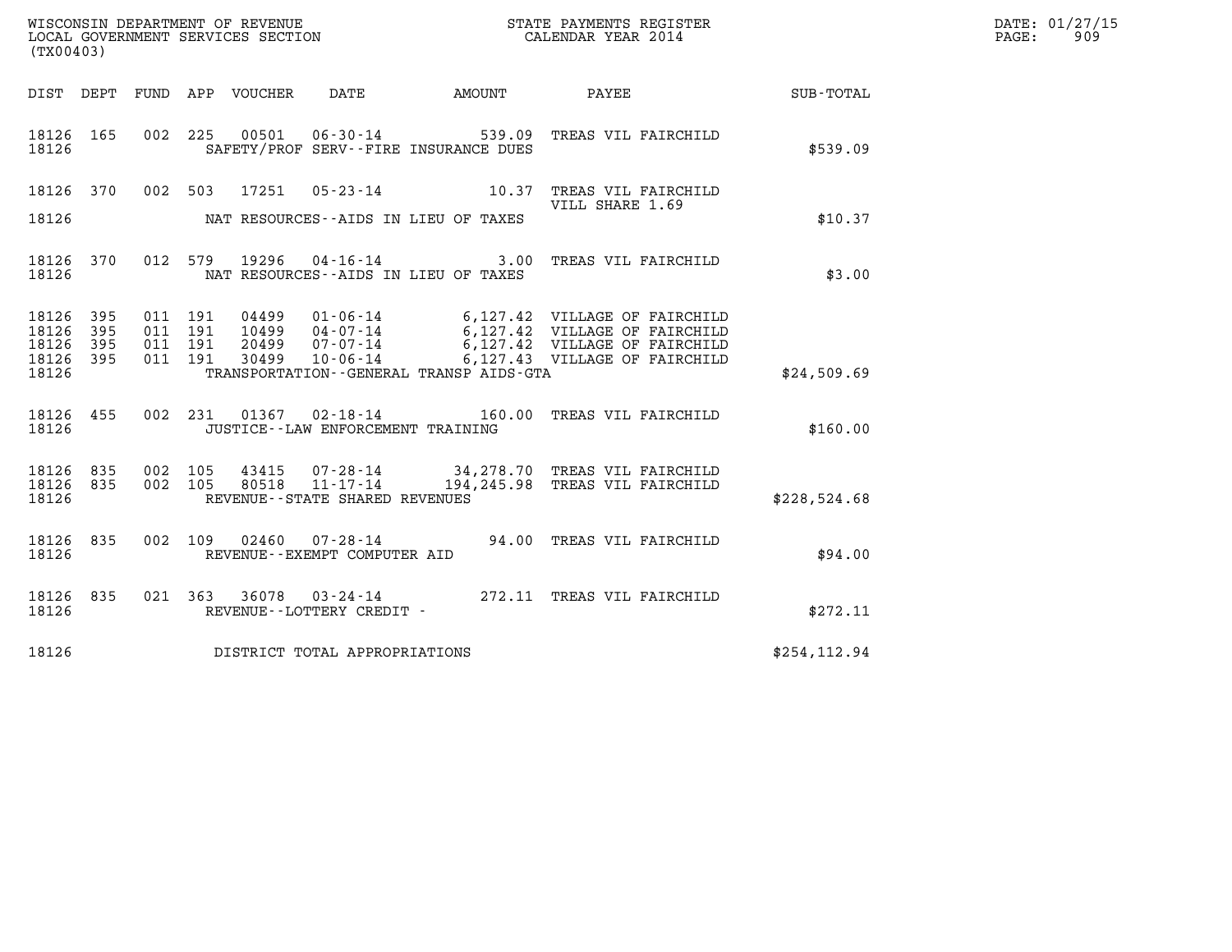WISCONSIN DEPARTMENT OF REVENUE
LOCAL GOVERNMENT SERVICES SECTION
(TX00403)

STATE PAYMENTS REGISTER
CALENDAR YEAR 2014

DATE: 01/27/15
PAGE: 909

| DIST | DEPT | FUND | APP | VOUCHER | DATE | AMOUNT | PAYEE | SUB-TOTAL |
|---|---|---|---|---|---|---|---|---|
| 18126 | 165 | 002 | 225 | 00501 | 06-30-14 | 539.09 | TREAS VIL FAIRCHILD | |
| 18126 | | | | | SAFETY/PROF SERV--FIRE INSURANCE DUES | | | $539.09 |
| 18126 | 370 | 002 | 503 | 17251 | 05-23-14 | 10.37 | TREAS VIL FAIRCHILD VILL SHARE 1.69 | |
| 18126 | | | | | NAT RESOURCES--AIDS IN LIEU OF TAXES | | | $10.37 |
| 18126 | 370 | 012 | 579 | 19296 | 04-16-14 | 3.00 | TREAS VIL FAIRCHILD | |
| 18126 | | | | | NAT RESOURCES--AIDS IN LIEU OF TAXES | | | $3.00 |
| 18126 | 395 | 011 | 191 | 04499 | 01-06-14 | 6,127.42 | VILLAGE OF FAIRCHILD | |
| 18126 | 395 | 011 | 191 | 10499 | 04-07-14 | 6,127.42 | VILLAGE OF FAIRCHILD | |
| 18126 | 395 | 011 | 191 | 20499 | 07-07-14 | 6,127.42 | VILLAGE OF FAIRCHILD | |
| 18126 | 395 | 011 | 191 | 30499 | 10-06-14 | 6,127.43 | VILLAGE OF FAIRCHILD | |
| 18126 | | | | | TRANSPORTATION--GENERAL TRANSP AIDS-GTA | | | $24,509.69 |
| 18126 | 455 | 002 | 231 | 01367 | 02-18-14 | 160.00 | TREAS VIL FAIRCHILD | |
| 18126 | | | | | JUSTICE--LAW ENFORCEMENT TRAINING | | | $160.00 |
| 18126 | 835 | 002 | 105 | 43415 | 07-28-14 | 34,278.70 | TREAS VIL FAIRCHILD | |
| 18126 | 835 | 002 | 105 | 80518 | 11-17-14 | 194,245.98 | TREAS VIL FAIRCHILD | |
| 18126 | | | | | REVENUE--STATE SHARED REVENUES | | | $228,524.68 |
| 18126 | 835 | 002 | 109 | 02460 | 07-28-14 | 94.00 | TREAS VIL FAIRCHILD | |
| 18126 | | | | | REVENUE--EXEMPT COMPUTER AID | | | $94.00 |
| 18126 | 835 | 021 | 363 | 36078 | 03-24-14 | 272.11 | TREAS VIL FAIRCHILD | |
| 18126 | | | | | REVENUE--LOTTERY CREDIT - | | | $272.11 |
| 18126 | | | | | DISTRICT TOTAL APPROPRIATIONS | | | $254,112.94 |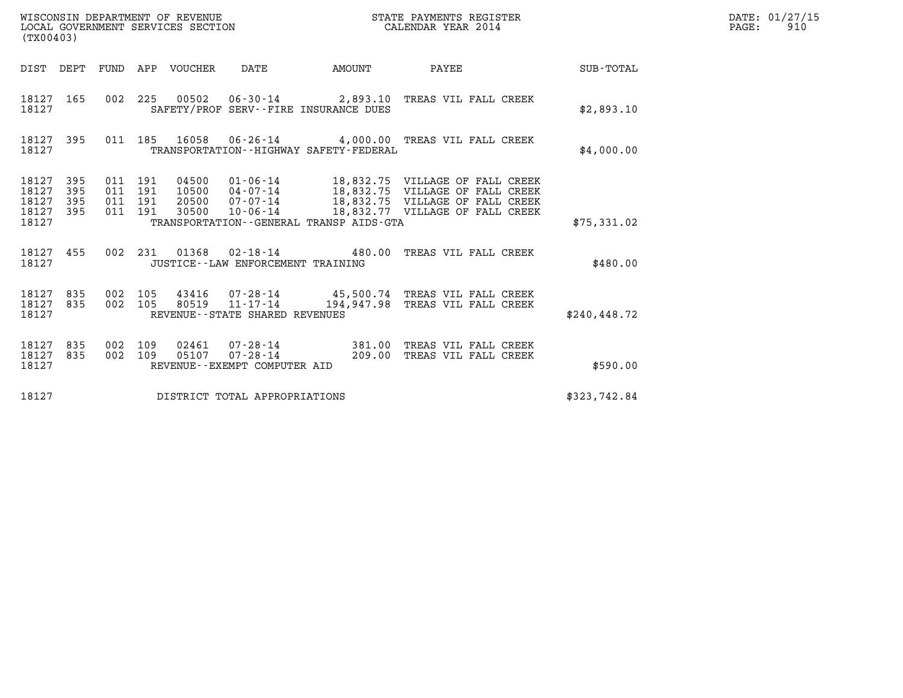WISCONSIN DEPARTMENT OF REVENUE
LOCAL GOVERNMENT SERVICES SECTION
(TX00403)

STATE PAYMENTS REGISTER
CALENDAR YEAR 2014

DATE: 01/27/15
PAGE: 910

| DIST | DEPT | FUND | APP | VOUCHER | DATE | AMOUNT | PAYEE | SUB-TOTAL |
|---|---|---|---|---|---|---|---|---|
| 18127 | 165 | 002 | 225 | 00502 | 06-30-14 | 2,893.10 | TREAS VIL FALL CREEK | |
| 18127 | | | | SAFETY/PROF SERV--FIRE INSURANCE DUES | | | | $2,893.10 |
| 18127 | 395 | 011 | 185 | 16058 | 06-26-14 | 4,000.00 | TREAS VIL FALL CREEK | |
| 18127 | | | | TRANSPORTATION--HIGHWAY SAFETY-FEDERAL | | | | $4,000.00 |
| 18127 | 395 | 011 | 191 | 04500 | 01-06-14 | 18,832.75 | VILLAGE OF FALL CREEK | |
| 18127 | 395 | 011 | 191 | 10500 | 04-07-14 | 18,832.75 | VILLAGE OF FALL CREEK | |
| 18127 | 395 | 011 | 191 | 20500 | 07-07-14 | 18,832.75 | VILLAGE OF FALL CREEK | |
| 18127 | 395 | 011 | 191 | 30500 | 10-06-14 | 18,832.77 | VILLAGE OF FALL CREEK | |
| 18127 | | | | TRANSPORTATION--GENERAL TRANSP AIDS-GTA | | | | $75,331.02 |
| 18127 | 455 | 002 | 231 | 01368 | 02-18-14 | 480.00 | TREAS VIL FALL CREEK | |
| 18127 | | | | JUSTICE--LAW ENFORCEMENT TRAINING | | | | $480.00 |
| 18127 | 835 | 002 | 105 | 43416 | 07-28-14 | 45,500.74 | TREAS VIL FALL CREEK | |
| 18127 | 835 | 002 | 105 | 80519 | 11-17-14 | 194,947.98 | TREAS VIL FALL CREEK | |
| 18127 | | | | REVENUE--STATE SHARED REVENUES | | | | $240,448.72 |
| 18127 | 835 | 002 | 109 | 02461 | 07-28-14 | 381.00 | TREAS VIL FALL CREEK | |
| 18127 | 835 | 002 | 109 | 05107 | 07-28-14 | 209.00 | TREAS VIL FALL CREEK | |
| 18127 | | | | REVENUE--EXEMPT COMPUTER AID | | | | $590.00 |
| 18127 | | | | DISTRICT TOTAL APPROPRIATIONS | | | | $323,742.84 |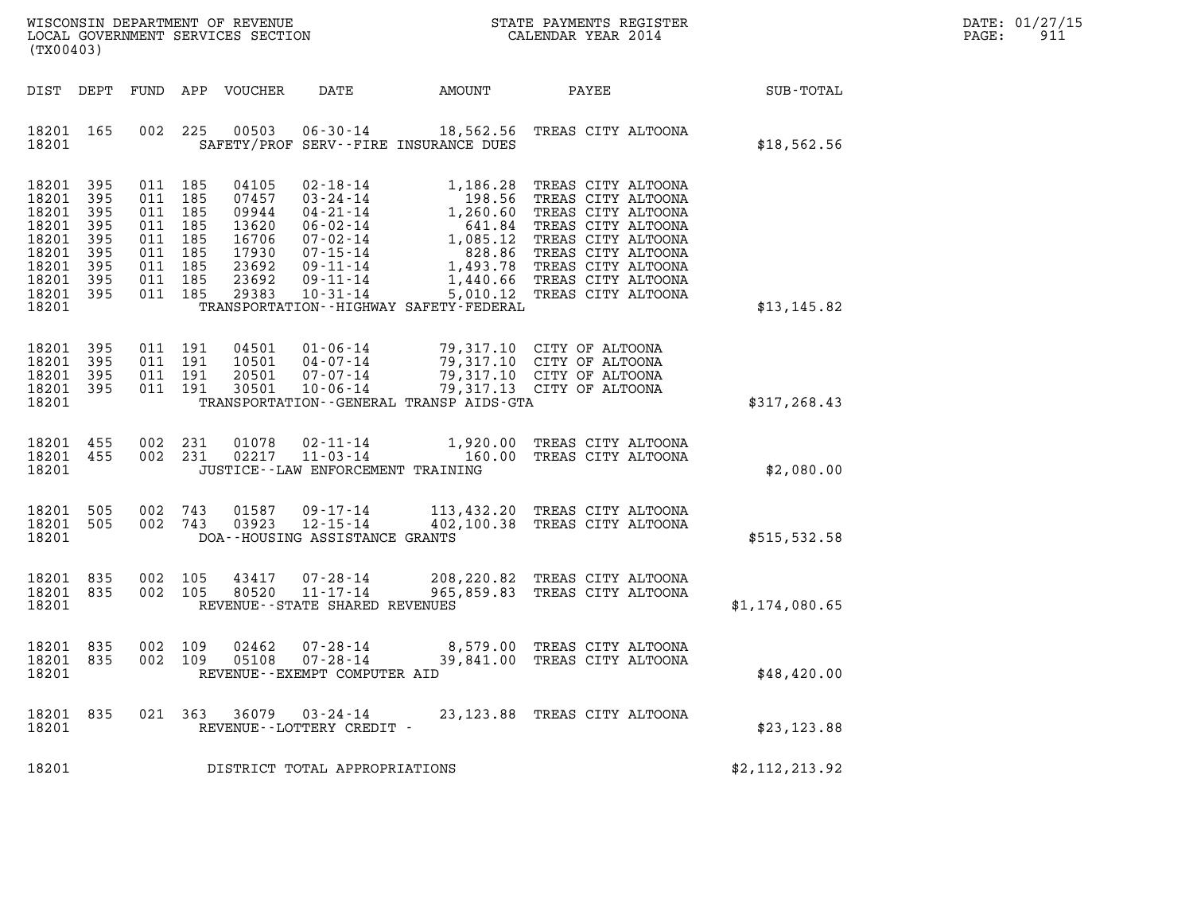WISCONSIN DEPARTMENT OF REVENUE
LOCAL GOVERNMENT SERVICES SECTION
(TX00403)

STATE PAYMENTS REGISTER
CALENDAR YEAR 2014

DATE: 01/27/15
PAGE: 911

| DIST | DEPT | FUND | APP | VOUCHER | DATE | AMOUNT | PAYEE | SUB-TOTAL |
|---|---|---|---|---|---|---|---|---|
| 18201 | 165 | 002 | 225 | 00503 | 06-30-14 | 18,562.56 | TREAS CITY ALTOONA | |
| 18201 | | | | | SAFETY/PROF SERV--FIRE INSURANCE DUES | | | $18,562.56 |
| 18201 | 395 | 011 | 185 | 04105 | 02-18-14 | 1,186.28 | TREAS CITY ALTOONA | |
| 18201 | 395 | 011 | 185 | 07457 | 03-24-14 | 198.56 | TREAS CITY ALTOONA | |
| 18201 | 395 | 011 | 185 | 09944 | 04-21-14 | 1,260.60 | TREAS CITY ALTOONA | |
| 18201 | 395 | 011 | 185 | 13620 | 06-02-14 | 641.84 | TREAS CITY ALTOONA | |
| 18201 | 395 | 011 | 185 | 16706 | 07-02-14 | 1,085.12 | TREAS CITY ALTOONA | |
| 18201 | 395 | 011 | 185 | 17930 | 07-15-14 | 828.86 | TREAS CITY ALTOONA | |
| 18201 | 395 | 011 | 185 | 23692 | 09-11-14 | 1,493.78 | TREAS CITY ALTOONA | |
| 18201 | 395 | 011 | 185 | 23692 | 09-11-14 | 1,440.66 | TREAS CITY ALTOONA | |
| 18201 | 395 | 011 | 185 | 29383 | 10-31-14 | 5,010.12 | TREAS CITY ALTOONA | |
| 18201 | | | | | TRANSPORTATION--HIGHWAY SAFETY-FEDERAL | | | $13,145.82 |
| 18201 | 395 | 011 | 191 | 04501 | 01-06-14 | 79,317.10 | CITY OF ALTOONA | |
| 18201 | 395 | 011 | 191 | 10501 | 04-07-14 | 79,317.10 | CITY OF ALTOONA | |
| 18201 | 395 | 011 | 191 | 20501 | 07-07-14 | 79,317.10 | CITY OF ALTOONA | |
| 18201 | 395 | 011 | 191 | 30501 | 10-06-14 | 79,317.13 | CITY OF ALTOONA | |
| 18201 | | | | | TRANSPORTATION--GENERAL TRANSP AIDS-GTA | | | $317,268.43 |
| 18201 | 455 | 002 | 231 | 01078 | 02-11-14 | 1,920.00 | TREAS CITY ALTOONA | |
| 18201 | 455 | 002 | 231 | 02217 | 11-03-14 | 160.00 | TREAS CITY ALTOONA | |
| 18201 | | | | | JUSTICE--LAW ENFORCEMENT TRAINING | | | $2,080.00 |
| 18201 | 505 | 002 | 743 | 01587 | 09-17-14 | 113,432.20 | TREAS CITY ALTOONA | |
| 18201 | 505 | 002 | 743 | 03923 | 12-15-14 | 402,100.38 | TREAS CITY ALTOONA | |
| 18201 | | | | | DOA--HOUSING ASSISTANCE GRANTS | | | $515,532.58 |
| 18201 | 835 | 002 | 105 | 43417 | 07-28-14 | 208,220.82 | TREAS CITY ALTOONA | |
| 18201 | 835 | 002 | 105 | 80520 | 11-17-14 | 965,859.83 | TREAS CITY ALTOONA | |
| 18201 | | | | | REVENUE--STATE SHARED REVENUES | | | $1,174,080.65 |
| 18201 | 835 | 002 | 109 | 02462 | 07-28-14 | 8,579.00 | TREAS CITY ALTOONA | |
| 18201 | 835 | 002 | 109 | 05108 | 07-28-14 | 39,841.00 | TREAS CITY ALTOONA | |
| 18201 | | | | | REVENUE--EXEMPT COMPUTER AID | | | $48,420.00 |
| 18201 | 835 | 021 | 363 | 36079 | 03-24-14 | 23,123.88 | TREAS CITY ALTOONA | |
| 18201 | | | | | REVENUE--LOTTERY CREDIT - | | | $23,123.88 |
| 18201 | | | | | DISTRICT TOTAL APPROPRIATIONS | | | $2,112,213.92 |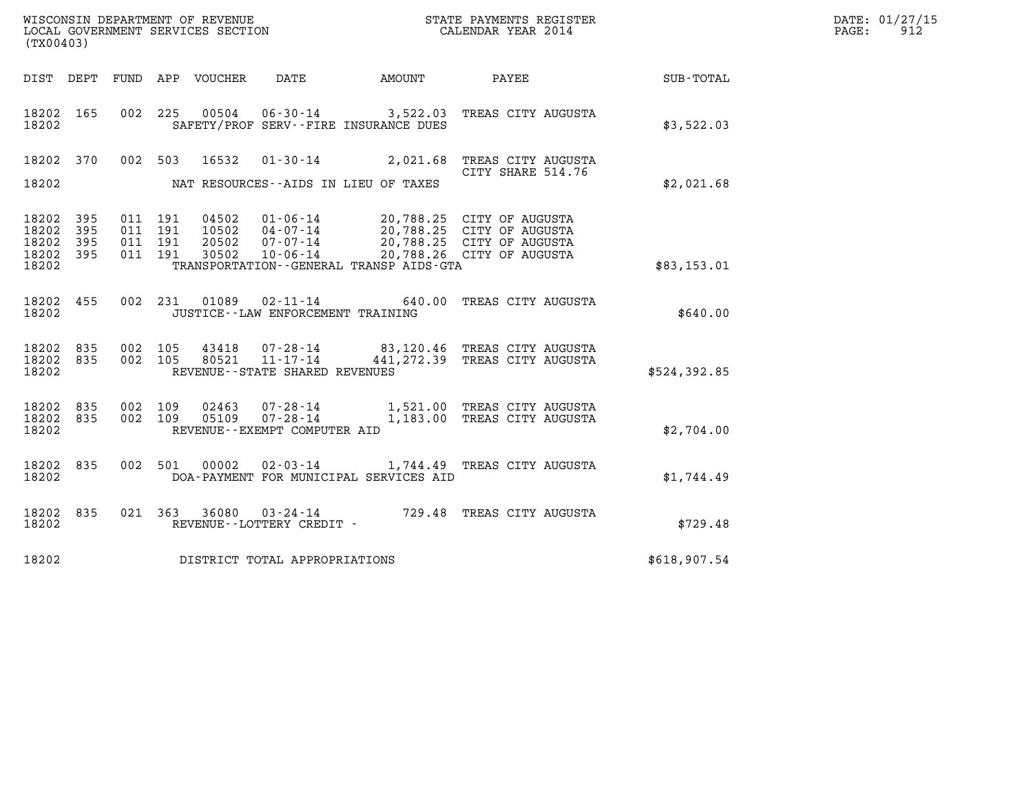WISCONSIN DEPARTMENT OF REVENUE
LOCAL GOVERNMENT SERVICES SECTION
(TX00403)

STATE PAYMENTS REGISTER
CALENDAR YEAR 2014

DATE: 01/27/15
PAGE: 912

| DIST | DEPT | FUND | APP | VOUCHER | DATE | AMOUNT | PAYEE | SUB-TOTAL |
|---|---|---|---|---|---|---|---|---|
| 18202 | 165 | 002 | 225 | 00504 | 06-30-14 | 3,522.03 | TREAS CITY AUGUSTA | |
| 18202 | | | | | SAFETY/PROF SERV--FIRE INSURANCE DUES | | | $3,522.03 |
| 18202 | 370 | 002 | 503 | 16532 | 01-30-14 | 2,021.68 | TREAS CITY AUGUSTA CITY SHARE 514.76 | |
| 18202 | | | | | NAT RESOURCES--AIDS IN LIEU OF TAXES | | | $2,021.68 |
| 18202 | 395 | 011 | 191 | 04502 | 01-06-14 | 20,788.25 | CITY OF AUGUSTA | |
| 18202 | 395 | 011 | 191 | 10502 | 04-07-14 | 20,788.25 | CITY OF AUGUSTA | |
| 18202 | 395 | 011 | 191 | 20502 | 07-07-14 | 20,788.25 | CITY OF AUGUSTA | |
| 18202 | 395 | 011 | 191 | 30502 | 10-06-14 | 20,788.26 | CITY OF AUGUSTA | |
| 18202 | | | | | TRANSPORTATION--GENERAL TRANSP AIDS-GTA | | | $83,153.01 |
| 18202 | 455 | 002 | 231 | 01089 | 02-11-14 | 640.00 | TREAS CITY AUGUSTA | |
| 18202 | | | | | JUSTICE--LAW ENFORCEMENT TRAINING | | | $640.00 |
| 18202 | 835 | 002 | 105 | 43418 | 07-28-14 | 83,120.46 | TREAS CITY AUGUSTA | |
| 18202 | 835 | 002 | 105 | 80521 | 11-17-14 | 441,272.39 | TREAS CITY AUGUSTA | |
| 18202 | | | | | REVENUE--STATE SHARED REVENUES | | | $524,392.85 |
| 18202 | 835 | 002 | 109 | 02463 | 07-28-14 | 1,521.00 | TREAS CITY AUGUSTA | |
| 18202 | 835 | 002 | 109 | 05109 | 07-28-14 | 1,183.00 | TREAS CITY AUGUSTA | |
| 18202 | | | | | REVENUE--EXEMPT COMPUTER AID | | | $2,704.00 |
| 18202 | 835 | 002 | 501 | 00002 | 02-03-14 | 1,744.49 | TREAS CITY AUGUSTA | |
| 18202 | | | | | DOA-PAYMENT FOR MUNICIPAL SERVICES AID | | | $1,744.49 |
| 18202 | 835 | 021 | 363 | 36080 | 03-24-14 | 729.48 | TREAS CITY AUGUSTA | |
| 18202 | | | | | REVENUE--LOTTERY CREDIT - | | | $729.48 |
| 18202 | | | | | DISTRICT TOTAL APPROPRIATIONS | | | $618,907.54 |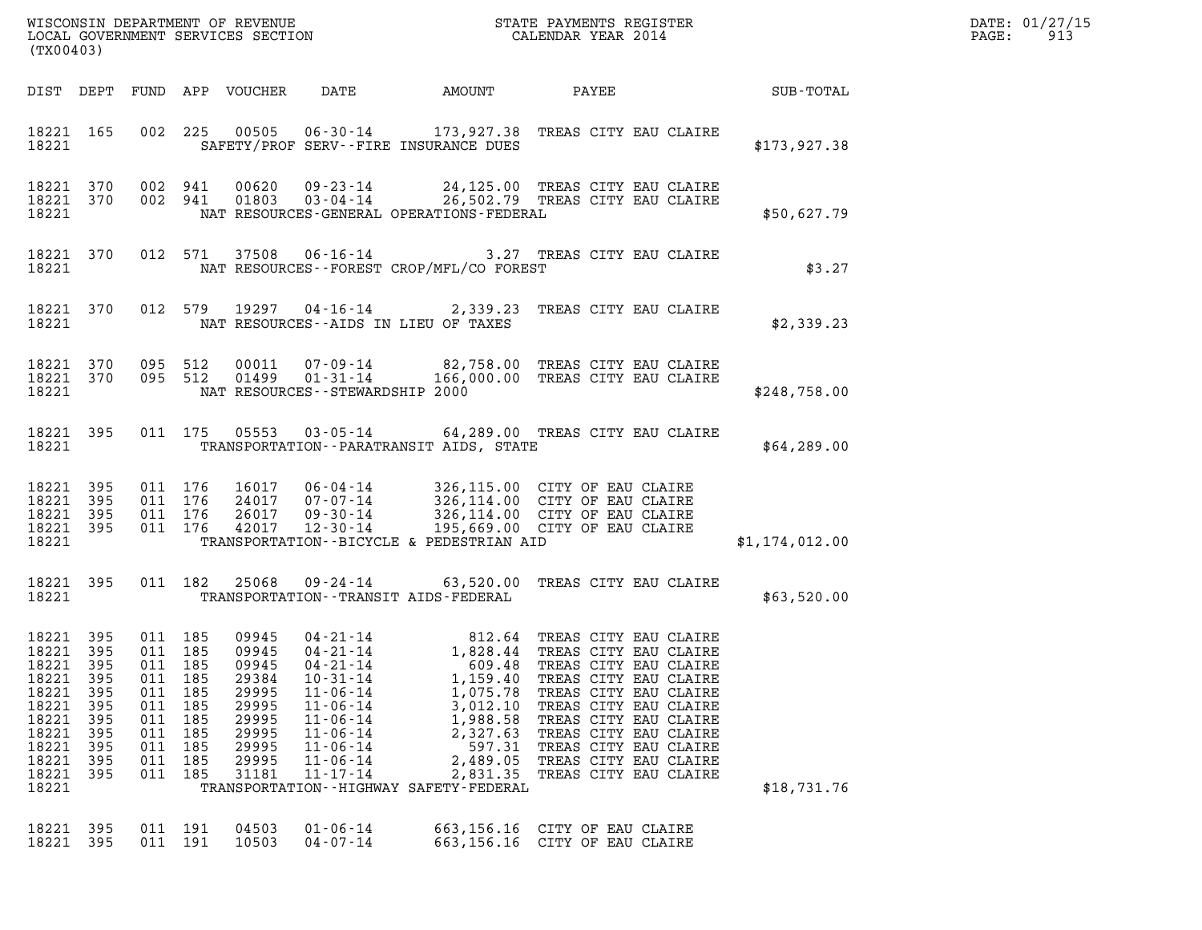WISCONSIN DEPARTMENT OF REVENUE
LOCAL GOVERNMENT SERVICES SECTION
(TX00403)

STATE PAYMENTS REGISTER
CALENDAR YEAR 2014

DATE: 01/27/15
PAGE: 913

| DIST | DEPT | FUND | APP | VOUCHER | DATE | AMOUNT | PAYEE | SUB-TOTAL |
|---|---|---|---|---|---|---|---|---|
| 18221 | 165 | 002 | 225 | 00505 | 06-30-14 | 173,927.38 | TREAS CITY EAU CLAIRE | |
| 18221 | | | | | SAFETY/PROF SERV--FIRE INSURANCE DUES | | | $173,927.38 |
| 18221 | 370 | 002 | 941 | 00620 | 09-23-14 | 24,125.00 | TREAS CITY EAU CLAIRE | |
| 18221 | 370 | 002 | 941 | 01803 | 03-04-14 | 26,502.79 | TREAS CITY EAU CLAIRE | |
| 18221 | | | | | NAT RESOURCES-GENERAL OPERATIONS-FEDERAL | | | $50,627.79 |
| 18221 | 370 | 012 | 571 | 37508 | 06-16-14 | 3.27 | TREAS CITY EAU CLAIRE | |
| 18221 | | | | | NAT RESOURCES--FOREST CROP/MFL/CO FOREST | | | $3.27 |
| 18221 | 370 | 012 | 579 | 19297 | 04-16-14 | 2,339.23 | TREAS CITY EAU CLAIRE | |
| 18221 | | | | | NAT RESOURCES--AIDS IN LIEU OF TAXES | | | $2,339.23 |
| 18221 | 370 | 095 | 512 | 00011 | 07-09-14 | 82,758.00 | TREAS CITY EAU CLAIRE | |
| 18221 | 370 | 095 | 512 | 01499 | 01-31-14 | 166,000.00 | TREAS CITY EAU CLAIRE | |
| 18221 | | | | | NAT RESOURCES--STEWARDSHIP 2000 | | | $248,758.00 |
| 18221 | 395 | 011 | 175 | 05553 | 03-05-14 | 64,289.00 | TREAS CITY EAU CLAIRE | |
| 18221 | | | | | TRANSPORTATION--PARATRANSIT AIDS, STATE | | | $64,289.00 |
| 18221 | 395 | 011 | 176 | 16017 | 06-04-14 | 326,115.00 | CITY OF EAU CLAIRE | |
| 18221 | 395 | 011 | 176 | 24017 | 07-07-14 | 326,114.00 | CITY OF EAU CLAIRE | |
| 18221 | 395 | 011 | 176 | 26017 | 09-30-14 | 326,114.00 | CITY OF EAU CLAIRE | |
| 18221 | 395 | 011 | 176 | 42017 | 12-30-14 | 195,669.00 | CITY OF EAU CLAIRE | |
| 18221 | | | | | TRANSPORTATION--BICYCLE & PEDESTRIAN AID | | | $1,174,012.00 |
| 18221 | 395 | 011 | 182 | 25068 | 09-24-14 | 63,520.00 | TREAS CITY EAU CLAIRE | |
| 18221 | | | | | TRANSPORTATION--TRANSIT AIDS-FEDERAL | | | $63,520.00 |
| 18221 | 395 | 011 | 185 | 09945 | 04-21-14 | 812.64 | TREAS CITY EAU CLAIRE | |
| 18221 | 395 | 011 | 185 | 09945 | 04-21-14 | 1,828.44 | TREAS CITY EAU CLAIRE | |
| 18221 | 395 | 011 | 185 | 09945 | 04-21-14 | 609.48 | TREAS CITY EAU CLAIRE | |
| 18221 | 395 | 011 | 185 | 29384 | 10-31-14 | 1,159.40 | TREAS CITY EAU CLAIRE | |
| 18221 | 395 | 011 | 185 | 29995 | 11-06-14 | 1,075.78 | TREAS CITY EAU CLAIRE | |
| 18221 | 395 | 011 | 185 | 29995 | 11-06-14 | 3,012.10 | TREAS CITY EAU CLAIRE | |
| 18221 | 395 | 011 | 185 | 29995 | 11-06-14 | 1,988.58 | TREAS CITY EAU CLAIRE | |
| 18221 | 395 | 011 | 185 | 29995 | 11-06-14 | 2,327.63 | TREAS CITY EAU CLAIRE | |
| 18221 | 395 | 011 | 185 | 29995 | 11-06-14 | 597.31 | TREAS CITY EAU CLAIRE | |
| 18221 | 395 | 011 | 185 | 29995 | 11-06-14 | 2,489.05 | TREAS CITY EAU CLAIRE | |
| 18221 | 395 | 011 | 185 | 31181 | 11-17-14 | 2,831.35 | TREAS CITY EAU CLAIRE | |
| 18221 | | | | | TRANSPORTATION--HIGHWAY SAFETY-FEDERAL | | | $18,731.76 |
| 18221 | 395 | 011 | 191 | 04503 | 01-06-14 | 663,156.16 | CITY OF EAU CLAIRE | |
| 18221 | 395 | 011 | 191 | 10503 | 04-07-14 | 663,156.16 | CITY OF EAU CLAIRE | |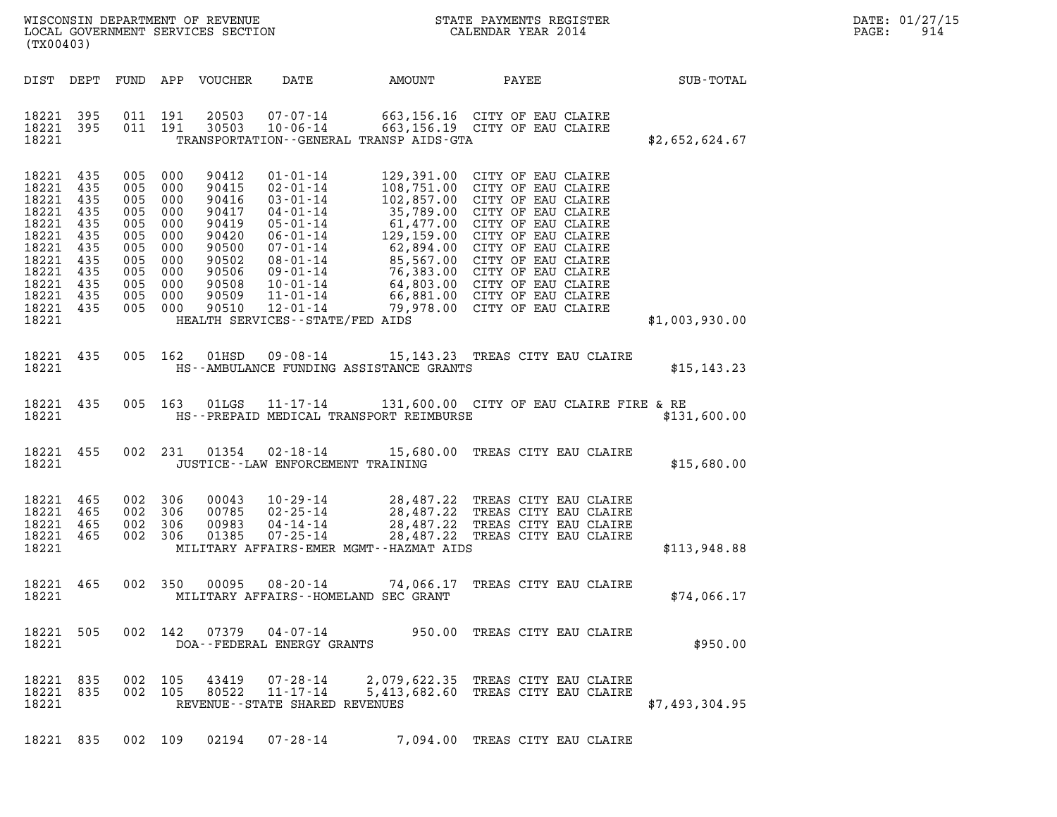WISCONSIN DEPARTMENT OF REVENUE
LOCAL GOVERNMENT SERVICES SECTION
(TX00403)

STATE PAYMENTS REGISTER
CALENDAR YEAR 2014

DATE: 01/27/15

| DIST | DEPT | FUND | APP | VOUCHER | DATE | AMOUNT | PAYEE | SUB-TOTAL |
|---|---|---|---|---|---|---|---|---|
| 18221 | 395 | 011 | 191 | 20503 | 07-07-14 | 663,156.16 | CITY OF EAU CLAIRE | |
| 18221 | 395 | 011 | 191 | 30503 | 10-06-14 | 663,156.19 | CITY OF EAU CLAIRE | |
| 18221 | | | | | TRANSPORTATION--GENERAL TRANSP AIDS-GTA | | | $2,652,624.67 |
| 18221 | 435 | 005 | 000 | 90412 | 01-01-14 | 129,391.00 | CITY OF EAU CLAIRE | |
| 18221 | 435 | 005 | 000 | 90415 | 02-01-14 | 108,751.00 | CITY OF EAU CLAIRE | |
| 18221 | 435 | 005 | 000 | 90416 | 03-01-14 | 102,857.00 | CITY OF EAU CLAIRE | |
| 18221 | 435 | 005 | 000 | 90417 | 04-01-14 | 35,789.00 | CITY OF EAU CLAIRE | |
| 18221 | 435 | 005 | 000 | 90419 | 05-01-14 | 61,477.00 | CITY OF EAU CLAIRE | |
| 18221 | 435 | 005 | 000 | 90420 | 06-01-14 | 129,159.00 | CITY OF EAU CLAIRE | |
| 18221 | 435 | 005 | 000 | 90500 | 07-01-14 | 62,894.00 | CITY OF EAU CLAIRE | |
| 18221 | 435 | 005 | 000 | 90502 | 08-01-14 | 85,567.00 | CITY OF EAU CLAIRE | |
| 18221 | 435 | 005 | 000 | 90506 | 09-01-14 | 76,383.00 | CITY OF EAU CLAIRE | |
| 18221 | 435 | 005 | 000 | 90508 | 10-01-14 | 64,803.00 | CITY OF EAU CLAIRE | |
| 18221 | 435 | 005 | 000 | 90509 | 11-01-14 | 66,881.00 | CITY OF EAU CLAIRE | |
| 18221 | 435 | 005 | 000 | 90510 | 12-01-14 | 79,978.00 | CITY OF EAU CLAIRE | |
| 18221 | | | | | HEALTH SERVICES--STATE/FED AIDS | | | $1,003,930.00 |
| 18221 | 435 | 005 | 162 | 01HSD | 09-08-14 | 15,143.23 | TREAS CITY EAU CLAIRE | |
| 18221 | | | | | HS--AMBULANCE FUNDING ASSISTANCE GRANTS | | | $15,143.23 |
| 18221 | 435 | 005 | 163 | 01LGS | 11-17-14 | 131,600.00 | CITY OF EAU CLAIRE FIRE & RE | |
| 18221 | | | | | HS--PREPAID MEDICAL TRANSPORT REIMBURSE | | | $131,600.00 |
| 18221 | 455 | 002 | 231 | 01354 | 02-18-14 | 15,680.00 | TREAS CITY EAU CLAIRE | |
| 18221 | | | | | JUSTICE--LAW ENFORCEMENT TRAINING | | | $15,680.00 |
| 18221 | 465 | 002 | 306 | 00043 | 10-29-14 | 28,487.22 | TREAS CITY EAU CLAIRE | |
| 18221 | 465 | 002 | 306 | 00785 | 02-25-14 | 28,487.22 | TREAS CITY EAU CLAIRE | |
| 18221 | 465 | 002 | 306 | 00983 | 04-14-14 | 28,487.22 | TREAS CITY EAU CLAIRE | |
| 18221 | 465 | 002 | 306 | 01385 | 07-25-14 | 28,487.22 | TREAS CITY EAU CLAIRE | |
| 18221 | | | | | MILITARY AFFAIRS-EMER MGMT--HAZMAT AIDS | | | $113,948.88 |
| 18221 | 465 | 002 | 350 | 00095 | 08-20-14 | 74,066.17 | TREAS CITY EAU CLAIRE | |
| 18221 | | | | | MILITARY AFFAIRS--HOMELAND SEC GRANT | | | $74,066.17 |
| 18221 | 505 | 002 | 142 | 07379 | 04-07-14 | 950.00 | TREAS CITY EAU CLAIRE | |
| 18221 | | | | | DOA--FEDERAL ENERGY GRANTS | | | $950.00 |
| 18221 | 835 | 002 | 105 | 43419 | 07-28-14 | 2,079,622.35 | TREAS CITY EAU CLAIRE | |
| 18221 | 835 | 002 | 105 | 80522 | 11-17-14 | 5,413,682.60 | TREAS CITY EAU CLAIRE | |
| 18221 | | | | | REVENUE--STATE SHARED REVENUES | | | $7,493,304.95 |
| 18221 | 835 | 002 | 109 | 02194 | 07-28-14 | 7,094.00 | TREAS CITY EAU CLAIRE | |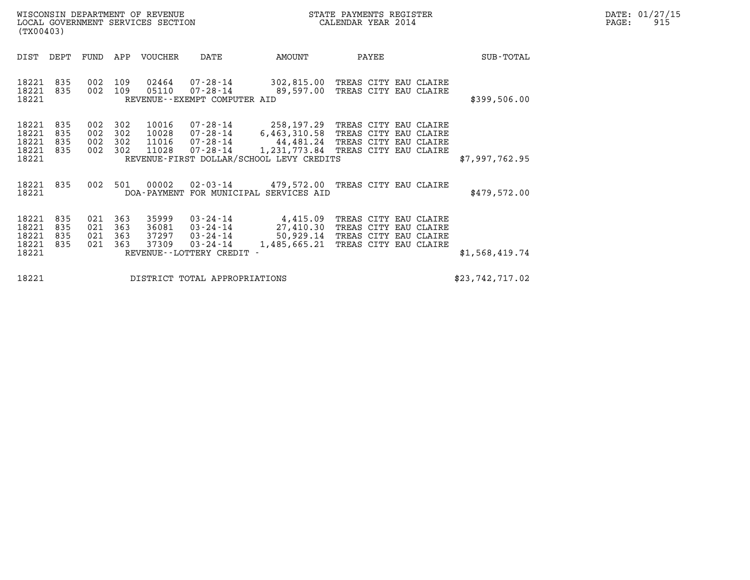WISCONSIN DEPARTMENT OF REVENUE
LOCAL GOVERNMENT SERVICES SECTION
(TX00403)

STATE PAYMENTS REGISTER
CALENDAR YEAR 2014

DATE: 01/27/15
PAGE: 915

| DIST | DEPT | FUND | APP | VOUCHER | DATE | AMOUNT | PAYEE | SUB-TOTAL |
|---|---|---|---|---|---|---|---|---|
| 18221 | 835 | 002 | 109 | 02464 | 07-28-14 | 302,815.00 | TREAS CITY EAU CLAIRE | |
| 18221 | 835 | 002 | 109 | 05110 | 07-28-14 | 89,597.00 | TREAS CITY EAU CLAIRE | |
| 18221 | | | | REVENUE--EXEMPT COMPUTER AID | | | | $399,506.00 |
| 18221 | 835 | 002 | 302 | 10016 | 07-28-14 | 258,197.29 | TREAS CITY EAU CLAIRE | |
| 18221 | 835 | 002 | 302 | 10028 | 07-28-14 | 6,463,310.58 | TREAS CITY EAU CLAIRE | |
| 18221 | 835 | 002 | 302 | 11016 | 07-28-14 | 44,481.24 | TREAS CITY EAU CLAIRE | |
| 18221 | 835 | 002 | 302 | 11028 | 07-28-14 | 1,231,773.84 | TREAS CITY EAU CLAIRE | |
| 18221 | | | | REVENUE-FIRST DOLLAR/SCHOOL LEVY CREDITS | | | | $7,997,762.95 |
| 18221 | 835 | 002 | 501 | 00002 | 02-03-14 | 479,572.00 | TREAS CITY EAU CLAIRE | |
| 18221 | | | | DOA-PAYMENT FOR MUNICIPAL SERVICES AID | | | | $479,572.00 |
| 18221 | 835 | 021 | 363 | 35999 | 03-24-14 | 4,415.09 | TREAS CITY EAU CLAIRE | |
| 18221 | 835 | 021 | 363 | 36081 | 03-24-14 | 27,410.30 | TREAS CITY EAU CLAIRE | |
| 18221 | 835 | 021 | 363 | 37297 | 03-24-14 | 50,929.14 | TREAS CITY EAU CLAIRE | |
| 18221 | 835 | 021 | 363 | 37309 | 03-24-14 | 1,485,665.21 | TREAS CITY EAU CLAIRE | |
| 18221 | | | | REVENUE--LOTTERY CREDIT - | | | | $1,568,419.74 |
| 18221 | | | | DISTRICT TOTAL APPROPRIATIONS | | | | $23,742,717.02 |